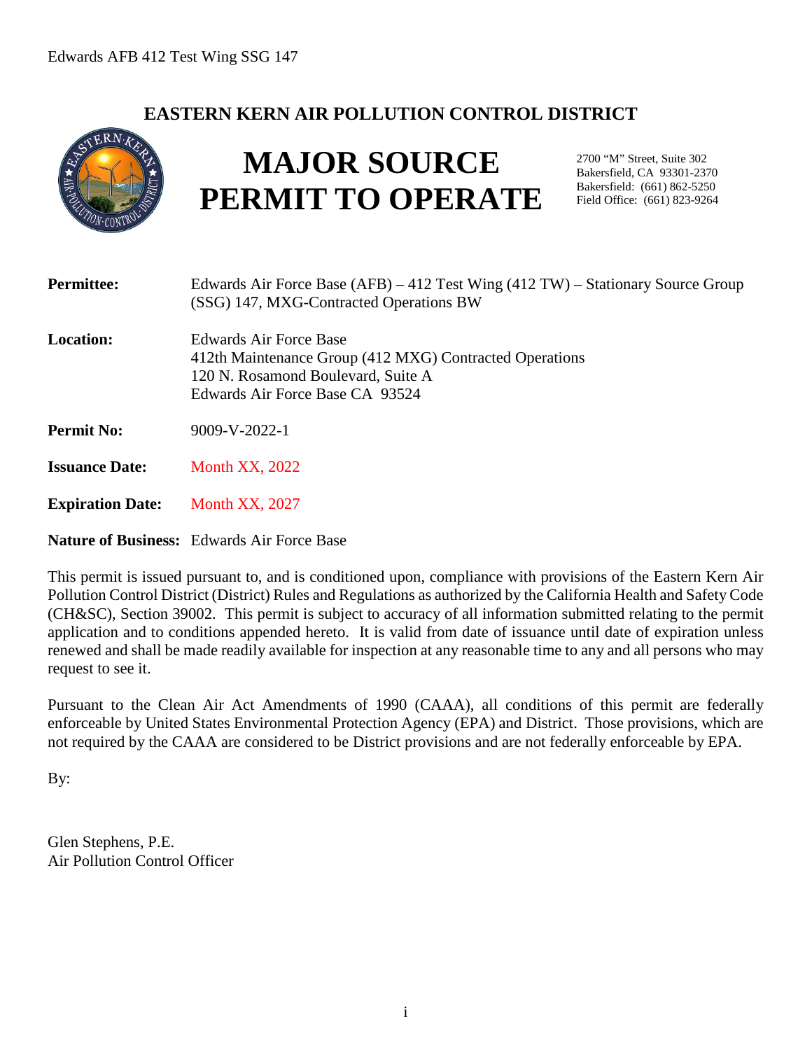## EASTERN KERN AIR POLLUTION CONTROL DISTRICT

# MAJOR SOURCE PERMIT TO OPERATE

2700 "M" Street, Suite 302
Bakersfield, CA 93301-2370
Bakersfield: (661) 862-5250
Field Office: (661) 823-9264

**Permittee:** Edwards Air Force Base (AFB) – 412 Test Wing (412 TW) – Stationary Source Group (SSG) 147, MXG-Contracted Operations BW

**Location:** Edwards Air Force Base
412th Maintenance Group (412 MXG) Contracted Operations
120 N. Rosamond Boulevard, Suite A
Edwards Air Force Base CA 93524

**Permit No:** 9009-V-2022-1

**Issuance Date:** Month XX, 2022

**Expiration Date:** Month XX, 2027

**Nature of Business:** Edwards Air Force Base

This permit is issued pursuant to, and is conditioned upon, compliance with provisions of the Eastern Kern Air Pollution Control District (District) Rules and Regulations as authorized by the California Health and Safety Code (CH&SC), Section 39002. This permit is subject to accuracy of all information submitted relating to the permit application and to conditions appended hereto. It is valid from date of issuance until date of expiration unless renewed and shall be made readily available for inspection at any reasonable time to any and all persons who may request to see it.

Pursuant to the Clean Air Act Amendments of 1990 (CAAA), all conditions of this permit are federally enforceable by United States Environmental Protection Agency (EPA) and District. Those provisions, which are not required by the CAAA are considered to be District provisions and are not federally enforceable by EPA.

By:

Glen Stephens, P.E.
Air Pollution Control Officer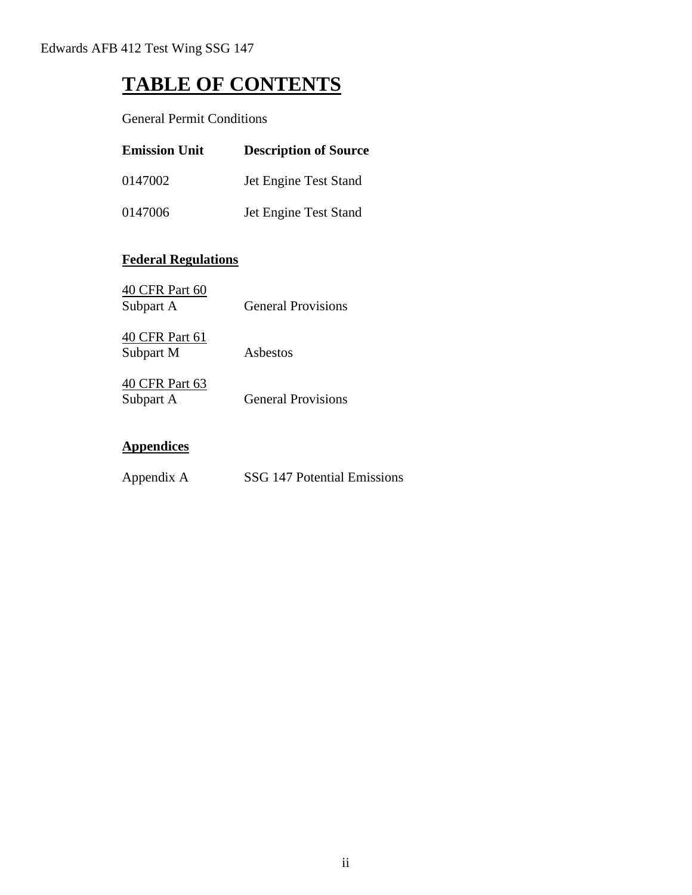# TABLE OF CONTENTS

General Permit Conditions

| **Emission Unit** | **Description of Source** |
|---|---|
| 0147002 | Jet Engine Test Stand |
| 0147006 | Jet Engine Test Stand |

## Federal Regulations

| | |
|---|---|
| 40 CFR Part 60 Subpart A | General Provisions |
| 40 CFR Part 61 Subpart M | Asbestos |
| 40 CFR Part 63 Subpart A | General Provisions |

## Appendices

| | |
|---|---|
| Appendix A | SSG 147 Potential Emissions |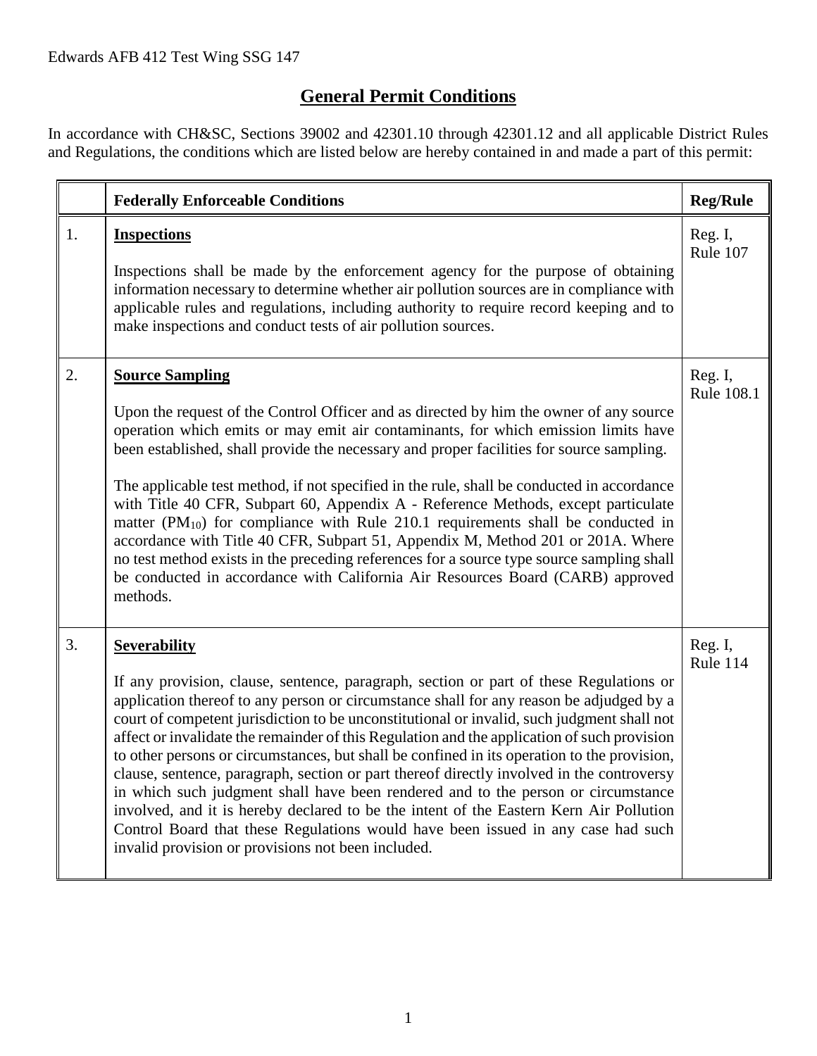# General Permit Conditions

In accordance with CH&SC, Sections 39002 and 42301.10 through 42301.12 and all applicable District Rules and Regulations, the conditions which are listed below are hereby contained in and made a part of this permit:

| | Federally Enforceable Conditions | Reg/Rule |
|---|---|---|
| 1. | **Inspections**<br><br>Inspections shall be made by the enforcement agency for the purpose of obtaining information necessary to determine whether air pollution sources are in compliance with applicable rules and regulations, including authority to require record keeping and to make inspections and conduct tests of air pollution sources. | Reg. I, Rule 107 |
| 2. | **Source Sampling**<br><br>Upon the request of the Control Officer and as directed by him the owner of any source operation which emits or may emit air contaminants, for which emission limits have been established, shall provide the necessary and proper facilities for source sampling.<br><br>The applicable test method, if not specified in the rule, shall be conducted in accordance with Title 40 CFR, Subpart 60, Appendix A - Reference Methods, except particulate matter ($PM_{10}$) for compliance with Rule 210.1 requirements shall be conducted in accordance with Title 40 CFR, Subpart 51, Appendix M, Method 201 or 201A. Where no test method exists in the preceding references for a source type source sampling shall be conducted in accordance with California Air Resources Board (CARB) approved methods. | Reg. I, Rule 108.1 |
| 3. | **Severability**<br><br>If any provision, clause, sentence, paragraph, section or part of these Regulations or application thereof to any person or circumstance shall for any reason be adjudged by a court of competent jurisdiction to be unconstitutional or invalid, such judgment shall not affect or invalidate the remainder of this Regulation and the application of such provision to other persons or circumstances, but shall be confined in its operation to the provision, clause, sentence, paragraph, section or part thereof directly involved in the controversy in which such judgment shall have been rendered and to the person or circumstance involved, and it is hereby declared to be the intent of the Eastern Kern Air Pollution Control Board that these Regulations would have been issued in any case had such invalid provision or provisions not been included. | Reg. I, Rule 114 |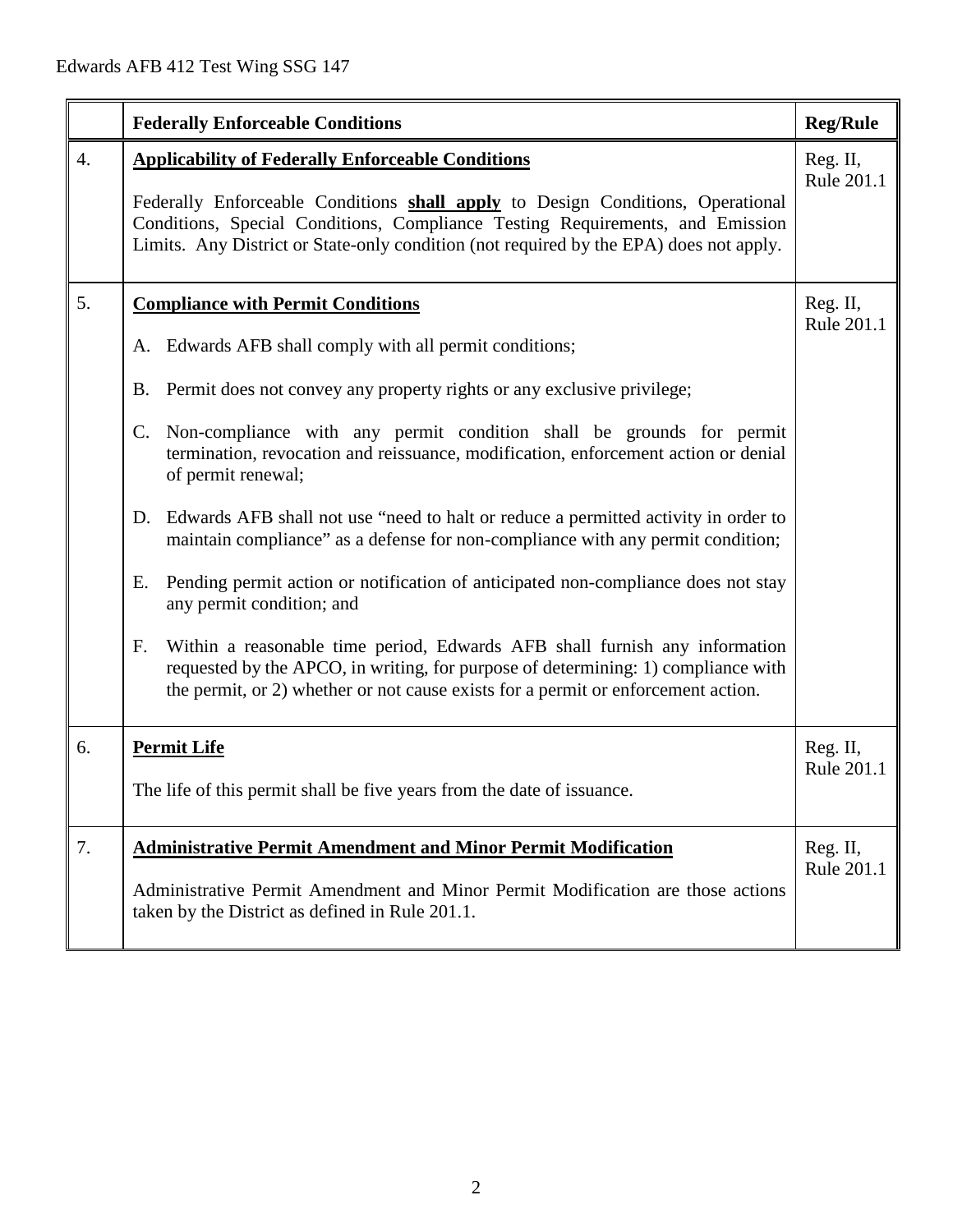| | Federally Enforceable Conditions | Reg/Rule |
|---|---|---|
| 4. | **Applicability of Federally Enforceable Conditions**<br><br>Federally Enforceable Conditions **shall apply** to Design Conditions, Operational Conditions, Special Conditions, Compliance Testing Requirements, and Emission Limits. Any District or State-only condition (not required by the EPA) does not apply. | Reg. II, Rule 201.1 |
| 5. | **Compliance with Permit Conditions**<br><br>A. Edwards AFB shall comply with all permit conditions;<br><br>B. Permit does not convey any property rights or any exclusive privilege;<br><br>C. Non-compliance with any permit condition shall be grounds for permit termination, revocation and reissuance, modification, enforcement action or denial of permit renewal;<br><br>D. Edwards AFB shall not use "need to halt or reduce a permitted activity in order to maintain compliance" as a defense for non-compliance with any permit condition;<br><br>E. Pending permit action or notification of anticipated non-compliance does not stay any permit condition; and<br><br>F. Within a reasonable time period, Edwards AFB shall furnish any information requested by the APCO, in writing, for purpose of determining: 1) compliance with the permit, or 2) whether or not cause exists for a permit or enforcement action. | Reg. II, Rule 201.1 |
| 6. | **Permit Life**<br><br>The life of this permit shall be five years from the date of issuance. | Reg. II, Rule 201.1 |
| 7. | **Administrative Permit Amendment and Minor Permit Modification**<br><br>Administrative Permit Amendment and Minor Permit Modification are those actions taken by the District as defined in Rule 201.1. | Reg. II, Rule 201.1 |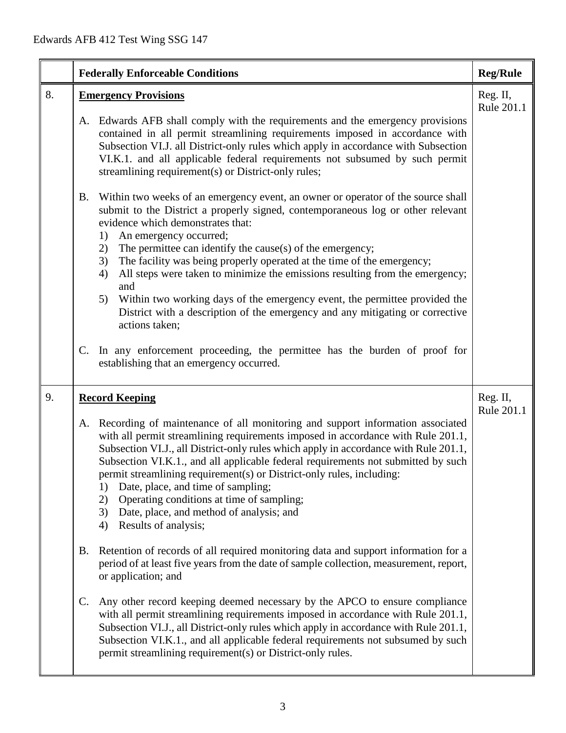| | Federally Enforceable Conditions | Reg/Rule |
|---|---|---|
| 8. | **Emergency Provisions**<br><br>A. Edwards AFB shall comply with the requirements and the emergency provisions contained in all permit streamlining requirements imposed in accordance with Subsection VI.J. all District-only rules which apply in accordance with Subsection VI.K.1. and all applicable federal requirements not subsumed by such permit streamlining requirement(s) or District-only rules;<br><br>B. Within two weeks of an emergency event, an owner or operator of the source shall submit to the District a properly signed, contemporaneous log or other relevant evidence which demonstrates that:<br>1) An emergency occurred;<br>2) The permittee can identify the cause(s) of the emergency;<br>3) The facility was being properly operated at the time of the emergency;<br>4) All steps were taken to minimize the emissions resulting from the emergency; and<br>5) Within two working days of the emergency event, the permittee provided the District with a description of the emergency and any mitigating or corrective actions taken;<br><br>C. In any enforcement proceeding, the permittee has the burden of proof for establishing that an emergency occurred. | Reg. II, Rule 201.1 |
| 9. | **Record Keeping**<br><br>A. Recording of maintenance of all monitoring and support information associated with all permit streamlining requirements imposed in accordance with Rule 201.1, Subsection VI.J., all District-only rules which apply in accordance with Rule 201.1, Subsection VI.K.1., and all applicable federal requirements not submitted by such permit streamlining requirement(s) or District-only rules, including:<br>1) Date, place, and time of sampling;<br>2) Operating conditions at time of sampling;<br>3) Date, place, and method of analysis; and<br>4) Results of analysis;<br><br>B. Retention of records of all required monitoring data and support information for a period of at least five years from the date of sample collection, measurement, report, or application; and<br><br>C. Any other record keeping deemed necessary by the APCO to ensure compliance with all permit streamlining requirements imposed in accordance with Rule 201.1, Subsection VI.J., all District-only rules which apply in accordance with Rule 201.1, Subsection VI.K.1., and all applicable federal requirements not subsumed by such permit streamlining requirement(s) or District-only rules. | Reg. II, Rule 201.1 |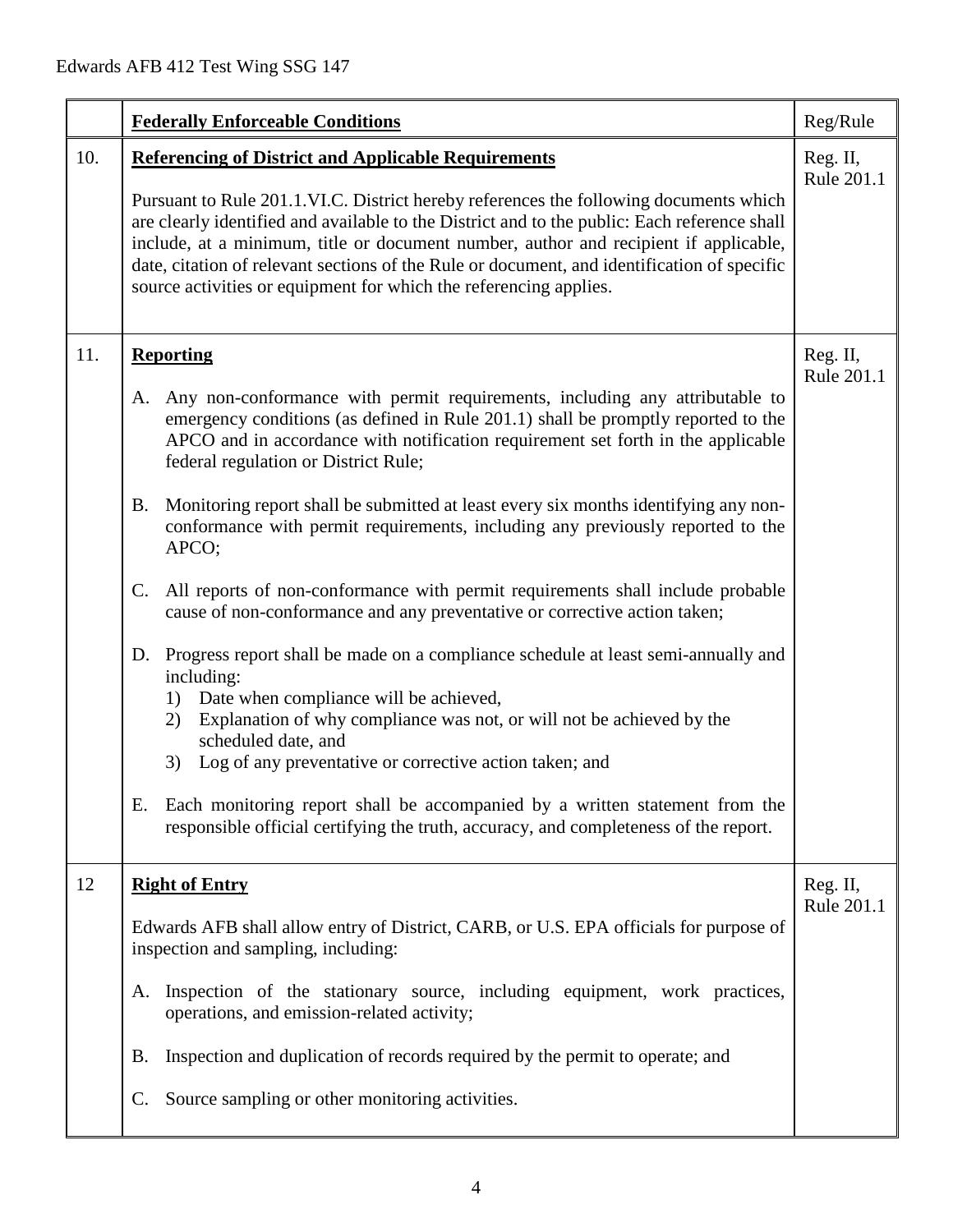| | **Federally Enforceable Conditions** | Reg/Rule |
|---|---|---|
| 10. | **Referencing of District and Applicable Requirements**<br><br>Pursuant to Rule 201.1.VI.C. District hereby references the following documents which are clearly identified and available to the District and to the public: Each reference shall include, at a minimum, title or document number, author and recipient if applicable, date, citation of relevant sections of the Rule or document, and identification of specific source activities or equipment for which the referencing applies. | Reg. II, Rule 201.1 |
| 11. | **Reporting**<br><br>A. Any non-conformance with permit requirements, including any attributable to emergency conditions (as defined in Rule 201.1) shall be promptly reported to the APCO and in accordance with notification requirement set forth in the applicable federal regulation or District Rule;<br><br>B. Monitoring report shall be submitted at least every six months identifying any non-conformance with permit requirements, including any previously reported to the APCO;<br><br>C. All reports of non-conformance with permit requirements shall include probable cause of non-conformance and any preventative or corrective action taken;<br><br>D. Progress report shall be made on a compliance schedule at least semi-annually and including:<br>1) Date when compliance will be achieved,<br>2) Explanation of why compliance was not, or will not be achieved by the scheduled date, and<br>3) Log of any preventative or corrective action taken; and<br><br>E. Each monitoring report shall be accompanied by a written statement from the responsible official certifying the truth, accuracy, and completeness of the report. | Reg. II, Rule 201.1 |
| 12 | **Right of Entry**<br><br>Edwards AFB shall allow entry of District, CARB, or U.S. EPA officials for purpose of inspection and sampling, including:<br><br>A. Inspection of the stationary source, including equipment, work practices, operations, and emission-related activity;<br><br>B. Inspection and duplication of records required by the permit to operate; and<br><br>C. Source sampling or other monitoring activities. | Reg. II, Rule 201.1 |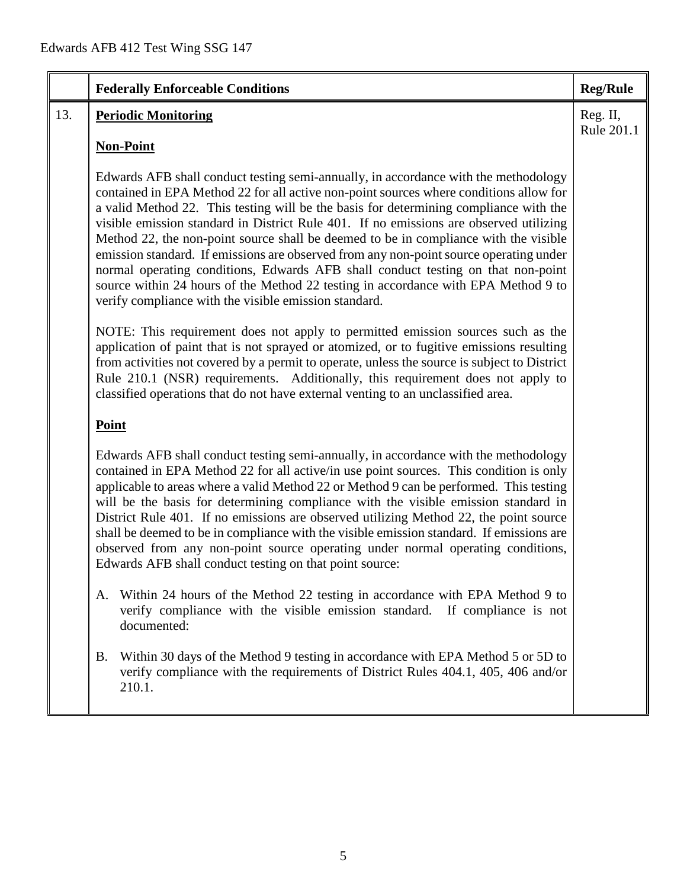| | Federally Enforceable Conditions | Reg/Rule |
|---|---|---|
| 13. | **Periodic Monitoring**<br><br>**Non-Point**<br><br>Edwards AFB shall conduct testing semi-annually, in accordance with the methodology contained in EPA Method 22 for all active non-point sources where conditions allow for a valid Method 22. This testing will be the basis for determining compliance with the visible emission standard in District Rule 401. If no emissions are observed utilizing Method 22, the non-point source shall be deemed to be in compliance with the visible emission standard. If emissions are observed from any non-point source operating under normal operating conditions, Edwards AFB shall conduct testing on that non-point source within 24 hours of the Method 22 testing in accordance with EPA Method 9 to verify compliance with the visible emission standard.<br><br>NOTE: This requirement does not apply to permitted emission sources such as the application of paint that is not sprayed or atomized, or to fugitive emissions resulting from activities not covered by a permit to operate, unless the source is subject to District Rule 210.1 (NSR) requirements. Additionally, this requirement does not apply to classified operations that do not have external venting to an unclassified area.<br><br>**Point**<br><br>Edwards AFB shall conduct testing semi-annually, in accordance with the methodology contained in EPA Method 22 for all active/in use point sources. This condition is only applicable to areas where a valid Method 22 or Method 9 can be performed. This testing will be the basis for determining compliance with the visible emission standard in District Rule 401. If no emissions are observed utilizing Method 22, the point source shall be deemed to be in compliance with the visible emission standard. If emissions are observed from any non-point source operating under normal operating conditions, Edwards AFB shall conduct testing on that point source:<br><br>A. Within 24 hours of the Method 22 testing in accordance with EPA Method 9 to verify compliance with the visible emission standard. If compliance is not documented:<br><br>B. Within 30 days of the Method 9 testing in accordance with EPA Method 5 or 5D to verify compliance with the requirements of District Rules 404.1, 405, 406 and/or 210.1. | Reg. II, Rule 201.1 |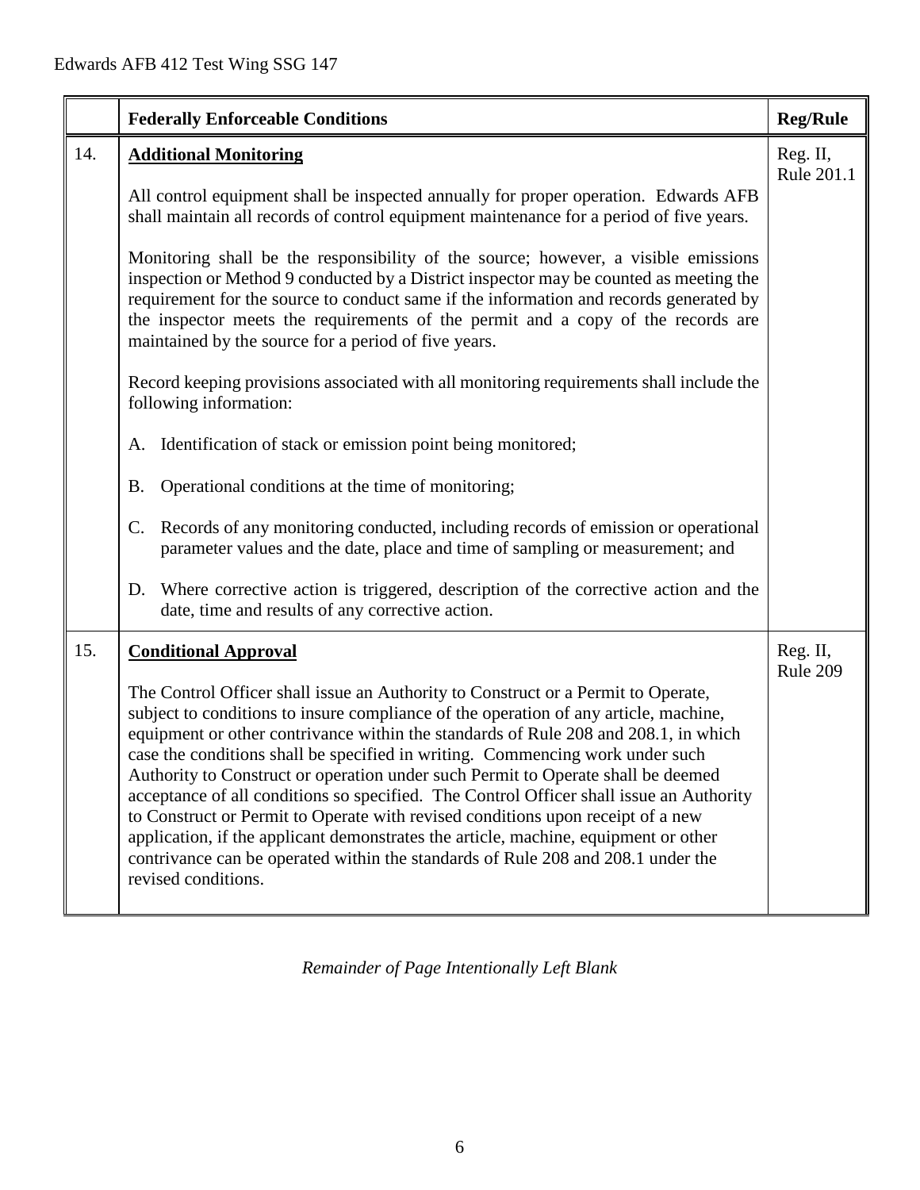| | Federally Enforceable Conditions | Reg/Rule |
|---|---|---|
| 14. | **Additional Monitoring**<br><br>All control equipment shall be inspected annually for proper operation. Edwards AFB shall maintain all records of control equipment maintenance for a period of five years.<br><br>Monitoring shall be the responsibility of the source; however, a visible emissions inspection or Method 9 conducted by a District inspector may be counted as meeting the requirement for the source to conduct same if the information and records generated by the inspector meets the requirements of the permit and a copy of the records are maintained by the source for a period of five years.<br><br>Record keeping provisions associated with all monitoring requirements shall include the following information:<br><br>A. Identification of stack or emission point being monitored;<br><br>B. Operational conditions at the time of monitoring;<br><br>C. Records of any monitoring conducted, including records of emission or operational parameter values and the date, place and time of sampling or measurement; and<br><br>D. Where corrective action is triggered, description of the corrective action and the date, time and results of any corrective action. | Reg. II, Rule 201.1 |
| 15. | **Conditional Approval**<br><br>The Control Officer shall issue an Authority to Construct or a Permit to Operate, subject to conditions to insure compliance of the operation of any article, machine, equipment or other contrivance within the standards of Rule 208 and 208.1, in which case the conditions shall be specified in writing. Commencing work under such Authority to Construct or operation under such Permit to Operate shall be deemed acceptance of all conditions so specified. The Control Officer shall issue an Authority to Construct or Permit to Operate with revised conditions upon receipt of a new application, if the applicant demonstrates the article, machine, equipment or other contrivance can be operated within the standards of Rule 208 and 208.1 under the revised conditions. | Reg. II, Rule 209 |

*Remainder of Page Intentionally Left Blank*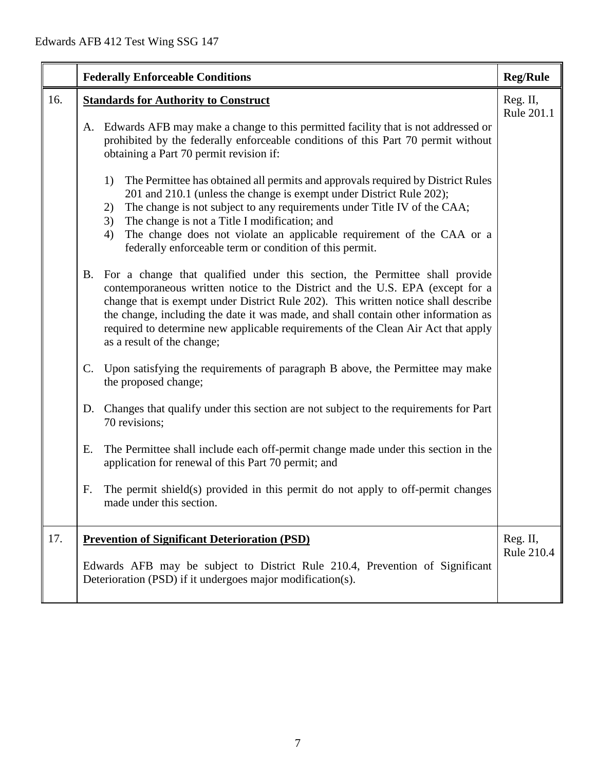| | Federally Enforceable Conditions | Reg/Rule |
|---|---|---|
| 16. | **Standards for Authority to Construct**<br><br>A. Edwards AFB may make a change to this permitted facility that is not addressed or prohibited by the federally enforceable conditions of this Part 70 permit without obtaining a Part 70 permit revision if:<br><br>1) The Permittee has obtained all permits and approvals required by District Rules 201 and 210.1 (unless the change is exempt under District Rule 202);<br>2) The change is not subject to any requirements under Title IV of the CAA;<br>3) The change is not a Title I modification; and<br>4) The change does not violate an applicable requirement of the CAA or a federally enforceable term or condition of this permit.<br><br>B. For a change that qualified under this section, the Permittee shall provide contemporaneous written notice to the District and the U.S. EPA (except for a change that is exempt under District Rule 202). This written notice shall describe the change, including the date it was made, and shall contain other information as required to determine new applicable requirements of the Clean Air Act that apply as a result of the change;<br><br>C. Upon satisfying the requirements of paragraph B above, the Permittee may make the proposed change;<br><br>D. Changes that qualify under this section are not subject to the requirements for Part 70 revisions;<br><br>E. The Permittee shall include each off-permit change made under this section in the application for renewal of this Part 70 permit; and<br><br>F. The permit shield(s) provided in this permit do not apply to off-permit changes made under this section. | Reg. II, Rule 201.1 |
| 17. | **Prevention of Significant Deterioration (PSD)**<br><br>Edwards AFB may be subject to District Rule 210.4, Prevention of Significant Deterioration (PSD) if it undergoes major modification(s). | Reg. II, Rule 210.4 |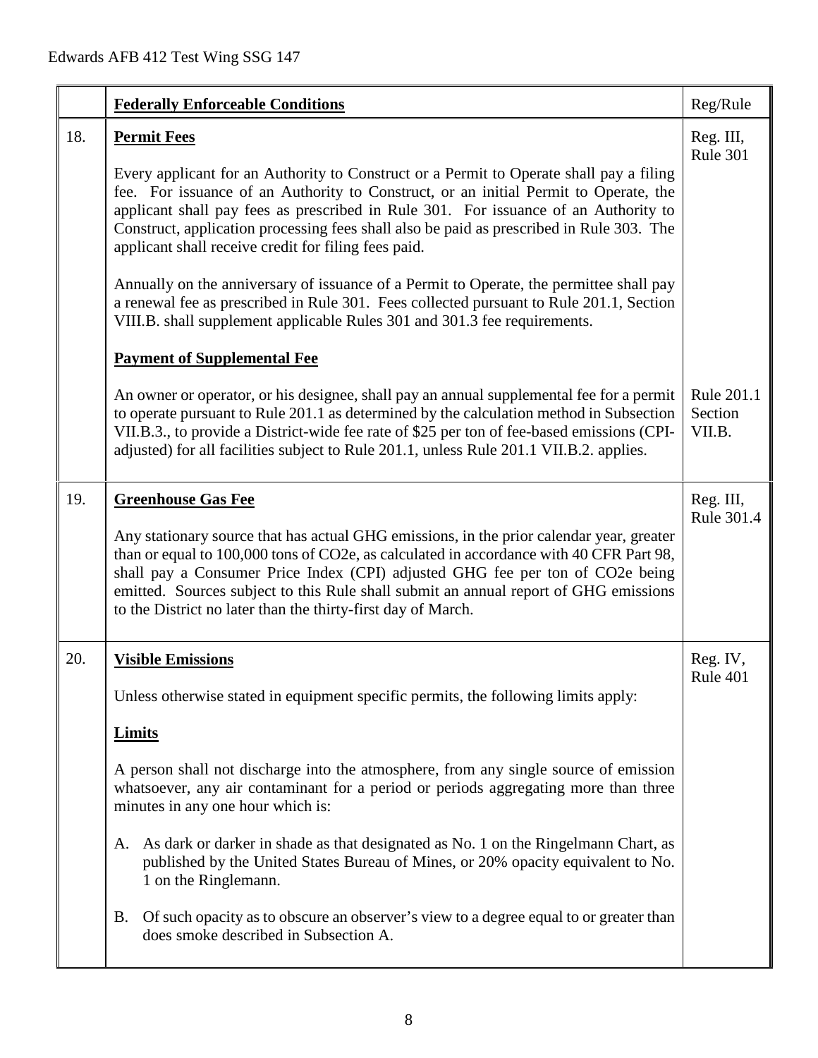| | **Federally Enforceable Conditions** | Reg/Rule |
|---|---|---|
| 18. | **Permit Fees**<br><br>Every applicant for an Authority to Construct or a Permit to Operate shall pay a filing fee. For issuance of an Authority to Construct, or an initial Permit to Operate, the applicant shall pay fees as prescribed in Rule 301. For issuance of an Authority to Construct, application processing fees shall also be paid as prescribed in Rule 303. The applicant shall receive credit for filing fees paid.<br><br>Annually on the anniversary of issuance of a Permit to Operate, the permittee shall pay a renewal fee as prescribed in Rule 301. Fees collected pursuant to Rule 201.1, Section VIII.B. shall supplement applicable Rules 301 and 301.3 fee requirements.<br><br>**Payment of Supplemental Fee**<br><br>An owner or operator, or his designee, shall pay an annual supplemental fee for a permit to operate pursuant to Rule 201.1 as determined by the calculation method in Subsection VII.B.3., to provide a District-wide fee rate of $25 per ton of fee-based emissions (CPI-adjusted) for all facilities subject to Rule 201.1, unless Rule 201.1 VII.B.2. applies. | Reg. III, Rule 301<br><br><br><br><br><br><br><br><br><br>Rule 201.1 Section VII.B. |
| 19. | **Greenhouse Gas Fee**<br><br>Any stationary source that has actual GHG emissions, in the prior calendar year, greater than or equal to 100,000 tons of CO2e, as calculated in accordance with 40 CFR Part 98, shall pay a Consumer Price Index (CPI) adjusted GHG fee per ton of CO2e being emitted. Sources subject to this Rule shall submit an annual report of GHG emissions to the District no later than the thirty-first day of March. | Reg. III, Rule 301.4 |
| 20. | **Visible Emissions**<br><br>Unless otherwise stated in equipment specific permits, the following limits apply:<br><br>**Limits**<br><br>A person shall not discharge into the atmosphere, from any single source of emission whatsoever, any air contaminant for a period or periods aggregating more than three minutes in any one hour which is:<br><br>A. As dark or darker in shade as that designated as No. 1 on the Ringelmann Chart, as published by the United States Bureau of Mines, or 20% opacity equivalent to No. 1 on the Ringlemann.<br><br>B. Of such opacity as to obscure an observer's view to a degree equal to or greater than does smoke described in Subsection A. | Reg. IV, Rule 401 |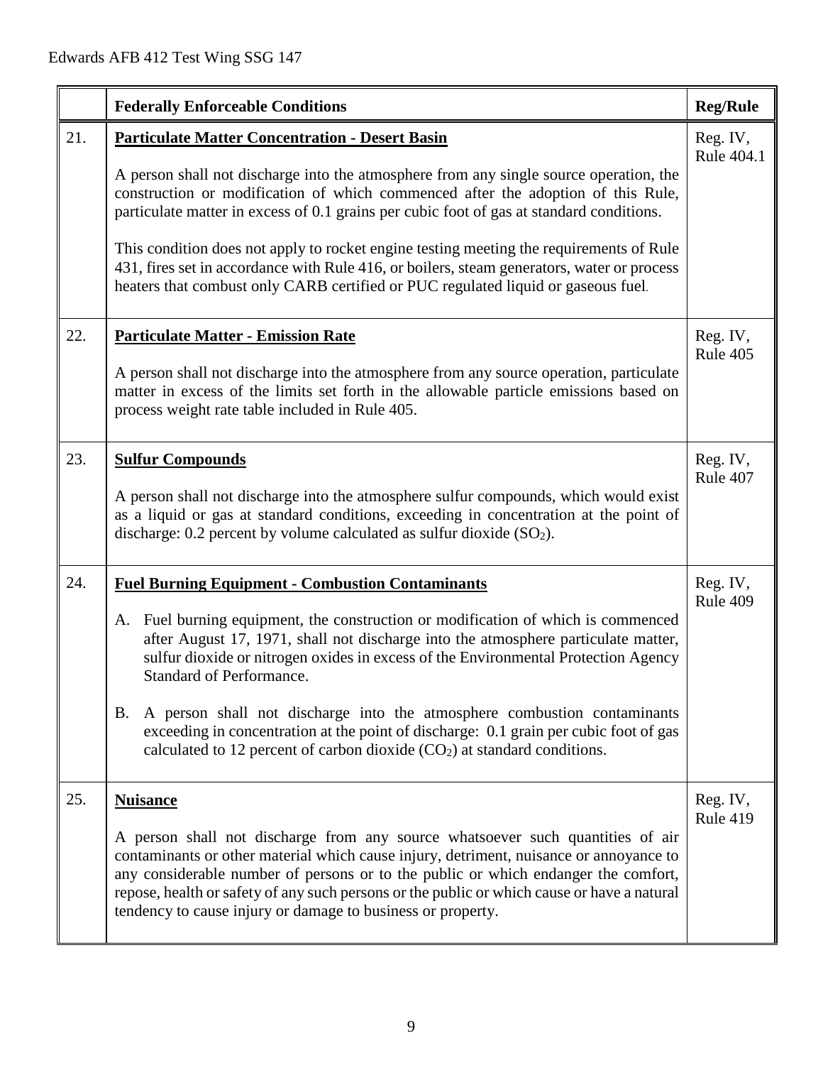| | Federally Enforceable Conditions | Reg/Rule |
|---|---|---|
| 21. | **Particulate Matter Concentration - Desert Basin**<br><br>A person shall not discharge into the atmosphere from any single source operation, the construction or modification of which commenced after the adoption of this Rule, particulate matter in excess of 0.1 grains per cubic foot of gas at standard conditions.<br><br>This condition does not apply to rocket engine testing meeting the requirements of Rule 431, fires set in accordance with Rule 416, or boilers, steam generators, water or process heaters that combust only CARB certified or PUC regulated liquid or gaseous fuel. | Reg. IV, Rule 404.1 |
| 22. | **Particulate Matter - Emission Rate**<br><br>A person shall not discharge into the atmosphere from any source operation, particulate matter in excess of the limits set forth in the allowable particle emissions based on process weight rate table included in Rule 405. | Reg. IV, Rule 405 |
| 23. | **Sulfur Compounds**<br><br>A person shall not discharge into the atmosphere sulfur compounds, which would exist as a liquid or gas at standard conditions, exceeding in concentration at the point of discharge: 0.2 percent by volume calculated as sulfur dioxide ($SO_2$). | Reg. IV, Rule 407 |
| 24. | **Fuel Burning Equipment - Combustion Contaminants**<br><br>A. Fuel burning equipment, the construction or modification of which is commenced after August 17, 1971, shall not discharge into the atmosphere particulate matter, sulfur dioxide or nitrogen oxides in excess of the Environmental Protection Agency Standard of Performance.<br><br>B. A person shall not discharge into the atmosphere combustion contaminants exceeding in concentration at the point of discharge: 0.1 grain per cubic foot of gas calculated to 12 percent of carbon dioxide ($CO_2$) at standard conditions. | Reg. IV, Rule 409 |
| 25. | **Nuisance**<br><br>A person shall not discharge from any source whatsoever such quantities of air contaminants or other material which cause injury, detriment, nuisance or annoyance to any considerable number of persons or to the public or which endanger the comfort, repose, health or safety of any such persons or the public or which cause or have a natural tendency to cause injury or damage to business or property. | Reg. IV, Rule 419 |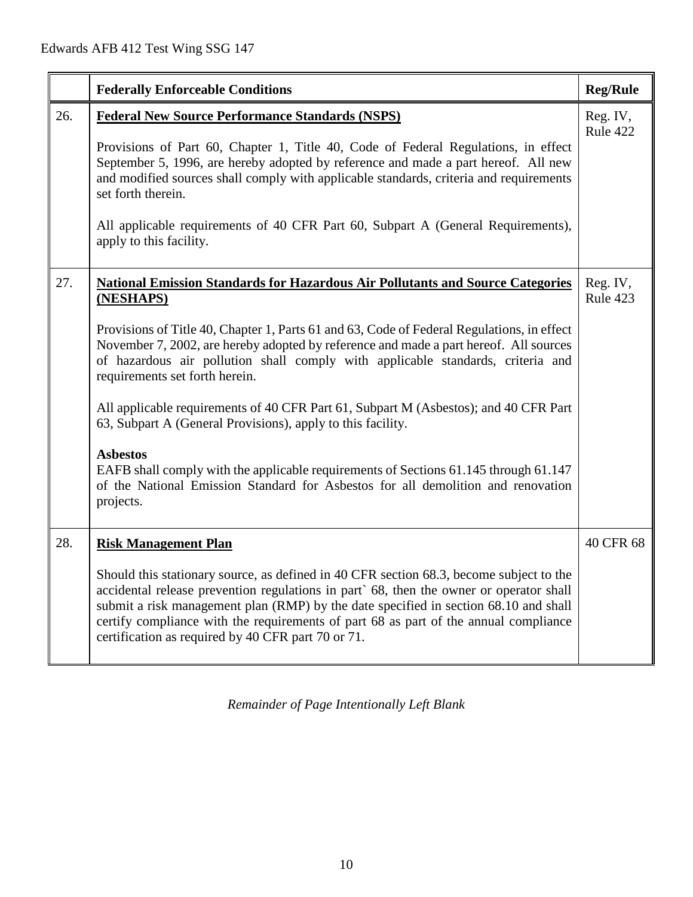| | Federally Enforceable Conditions | Reg/Rule |
|---|---|---|
| 26. | **<u>Federal New Source Performance Standards (NSPS)</u>**<br><br>Provisions of Part 60, Chapter 1, Title 40, Code of Federal Regulations, in effect September 5, 1996, are hereby adopted by reference and made a part hereof. All new and modified sources shall comply with applicable standards, criteria and requirements set forth therein.<br><br>All applicable requirements of 40 CFR Part 60, Subpart A (General Requirements), apply to this facility. | Reg. IV, Rule 422 |
| 27. | **<u>National Emission Standards for Hazardous Air Pollutants and Source Categories (NESHAPS)</u>**<br><br>Provisions of Title 40, Chapter 1, Parts 61 and 63, Code of Federal Regulations, in effect November 7, 2002, are hereby adopted by reference and made a part hereof. All sources of hazardous air pollution shall comply with applicable standards, criteria and requirements set forth herein.<br><br>All applicable requirements of 40 CFR Part 61, Subpart M (Asbestos); and 40 CFR Part 63, Subpart A (General Provisions), apply to this facility.<br><br>**Asbestos**<br>EAFB shall comply with the applicable requirements of Sections 61.145 through 61.147 of the National Emission Standard for Asbestos for all demolition and renovation projects. | Reg. IV, Rule 423 |
| 28. | **<u>Risk Management Plan</u>**<br><br>Should this stationary source, as defined in 40 CFR section 68.3, become subject to the accidental release prevention regulations in part` 68, then the owner or operator shall submit a risk management plan (RMP) by the date specified in section 68.10 and shall certify compliance with the requirements of part 68 as part of the annual compliance certification as required by 40 CFR part 70 or 71. | 40 CFR 68 |

*Remainder of Page Intentionally Left Blank*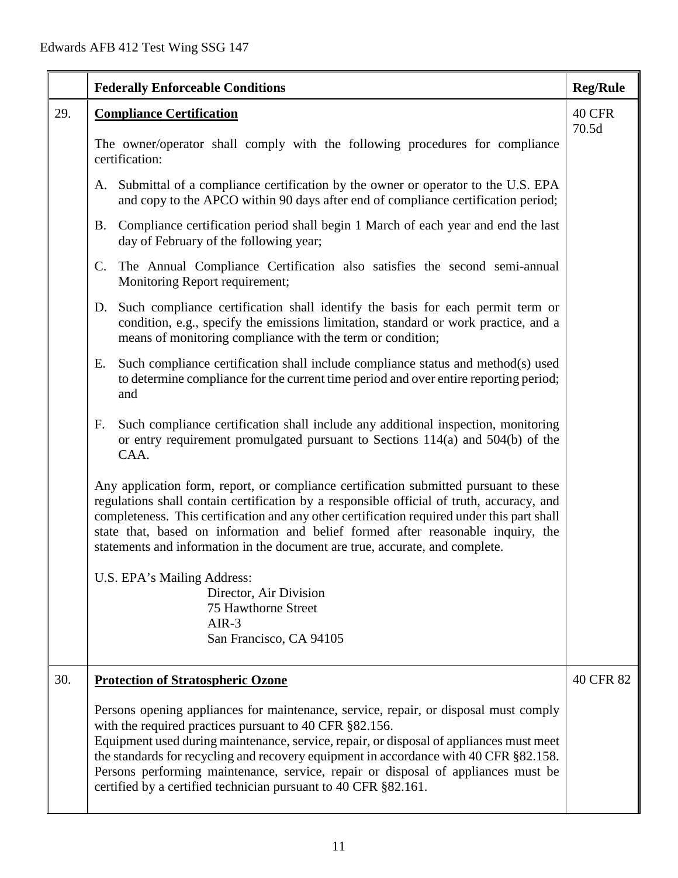| | Federally Enforceable Conditions | Reg/Rule |
|---|---|---|
| 29. | **Compliance Certification**<br><br>The owner/operator shall comply with the following procedures for compliance certification:<br><br>A. Submittal of a compliance certification by the owner or operator to the U.S. EPA and copy to the APCO within 90 days after end of compliance certification period;<br><br>B. Compliance certification period shall begin 1 March of each year and end the last day of February of the following year;<br><br>C. The Annual Compliance Certification also satisfies the second semi-annual Monitoring Report requirement;<br><br>D. Such compliance certification shall identify the basis for each permit term or condition, e.g., specify the emissions limitation, standard or work practice, and a means of monitoring compliance with the term or condition;<br><br>E. Such compliance certification shall include compliance status and method(s) used to determine compliance for the current time period and over entire reporting period; and<br><br>F. Such compliance certification shall include any additional inspection, monitoring or entry requirement promulgated pursuant to Sections 114(a) and 504(b) of the CAA.<br><br>Any application form, report, or compliance certification submitted pursuant to these regulations shall contain certification by a responsible official of truth, accuracy, and completeness. This certification and any other certification required under this part shall state that, based on information and belief formed after reasonable inquiry, the statements and information in the document are true, accurate, and complete.<br><br>U.S. EPA's Mailing Address:<br>Director, Air Division<br>75 Hawthorne Street<br>AIR-3<br>San Francisco, CA 94105 | 40 CFR 70.5d |
| 30. | **Protection of Stratospheric Ozone**<br><br>Persons opening appliances for maintenance, service, repair, or disposal must comply with the required practices pursuant to 40 CFR §82.156.<br>Equipment used during maintenance, service, repair, or disposal of appliances must meet the standards for recycling and recovery equipment in accordance with 40 CFR §82.158.<br>Persons performing maintenance, service, repair or disposal of appliances must be certified by a certified technician pursuant to 40 CFR §82.161. | 40 CFR 82 |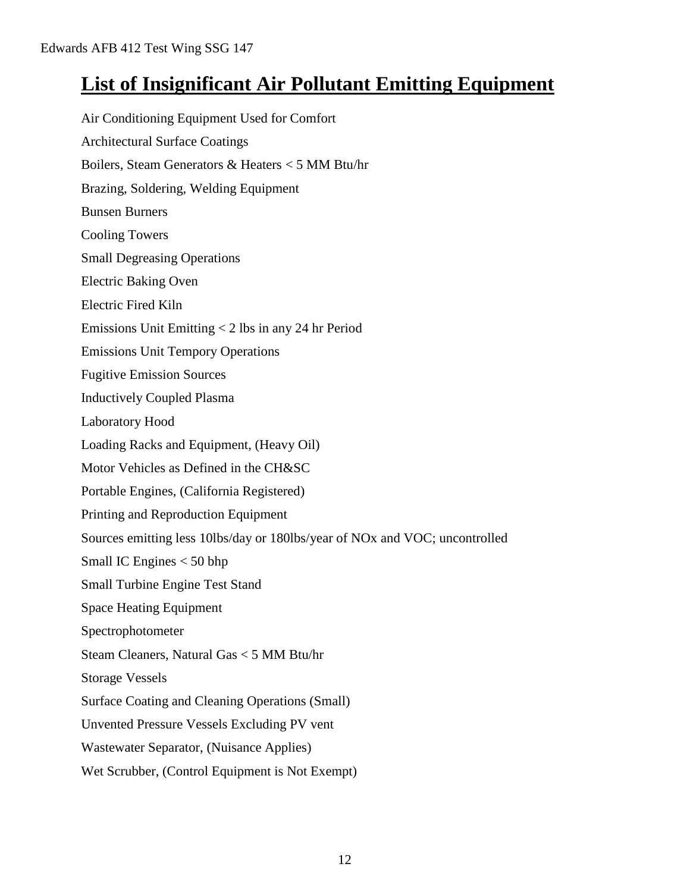# List of Insignificant Air Pollutant Emitting Equipment

Air Conditioning Equipment Used for Comfort

Architectural Surface Coatings

Boilers, Steam Generators & Heaters < 5 MM Btu/hr

Brazing, Soldering, Welding Equipment

Bunsen Burners

Cooling Towers

Small Degreasing Operations

Electric Baking Oven

Electric Fired Kiln

Emissions Unit Emitting < 2 lbs in any 24 hr Period

Emissions Unit Tempory Operations

Fugitive Emission Sources

Inductively Coupled Plasma

Laboratory Hood

Loading Racks and Equipment, (Heavy Oil)

Motor Vehicles as Defined in the CH&SC

Portable Engines, (California Registered)

Printing and Reproduction Equipment

Sources emitting less 10lbs/day or 180lbs/year of NOx and VOC; uncontrolled

Small IC Engines < 50 bhp

Small Turbine Engine Test Stand

Space Heating Equipment

Spectrophotometer

Steam Cleaners, Natural Gas < 5 MM Btu/hr

Storage Vessels

Surface Coating and Cleaning Operations (Small)

Unvented Pressure Vessels Excluding PV vent

Wastewater Separator, (Nuisance Applies)

Wet Scrubber, (Control Equipment is Not Exempt)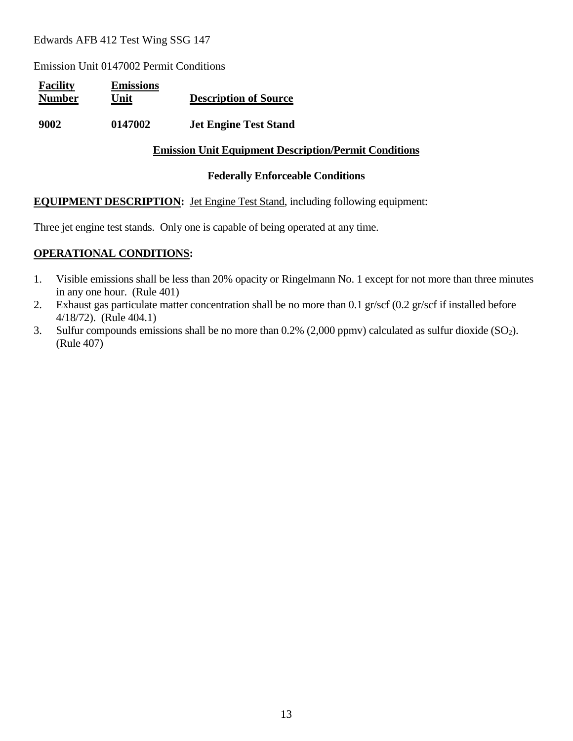Edwards AFB 412 Test Wing SSG 147

Emission Unit 0147002 Permit Conditions

| **Facility Number** | **Emissions Unit** | **Description of Source** |
|---|---|---|
| **9002** | **0147002** | **Jet Engine Test Stand** |

**Emission Unit Equipment Description/Permit Conditions**

**Federally Enforceable Conditions**

**EQUIPMENT DESCRIPTION:** Jet Engine Test Stand, including following equipment:

Three jet engine test stands. Only one is capable of being operated at any time.

**OPERATIONAL CONDITIONS:**

1. Visible emissions shall be less than 20% opacity or Ringelmann No. 1 except for not more than three minutes in any one hour. (Rule 401)
2. Exhaust gas particulate matter concentration shall be no more than 0.1 gr/scf (0.2 gr/scf if installed before 4/18/72). (Rule 404.1)
3. Sulfur compounds emissions shall be no more than 0.2% (2,000 ppmv) calculated as sulfur dioxide ($SO_2$). (Rule 407)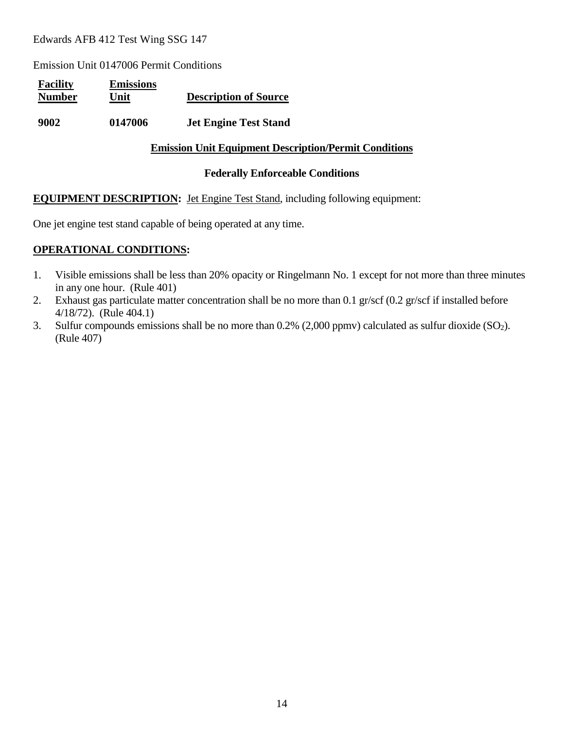Edwards AFB 412 Test Wing SSG 147

Emission Unit 0147006 Permit Conditions

| Facility Number | Emissions Unit | Description of Source |
|---|---|---|
| **9002** | **0147006** | **Jet Engine Test Stand** |

**Emission Unit Equipment Description/Permit Conditions**

**Federally Enforceable Conditions**

**EQUIPMENT DESCRIPTION:** Jet Engine Test Stand, including following equipment:

One jet engine test stand capable of being operated at any time.

**OPERATIONAL CONDITIONS:**

1. Visible emissions shall be less than 20% opacity or Ringelmann No. 1 except for not more than three minutes in any one hour. (Rule 401)
2. Exhaust gas particulate matter concentration shall be no more than 0.1 gr/scf (0.2 gr/scf if installed before 4/18/72). (Rule 404.1)
3. Sulfur compounds emissions shall be no more than 0.2% (2,000 ppmv) calculated as sulfur dioxide ($SO_2$). (Rule 407)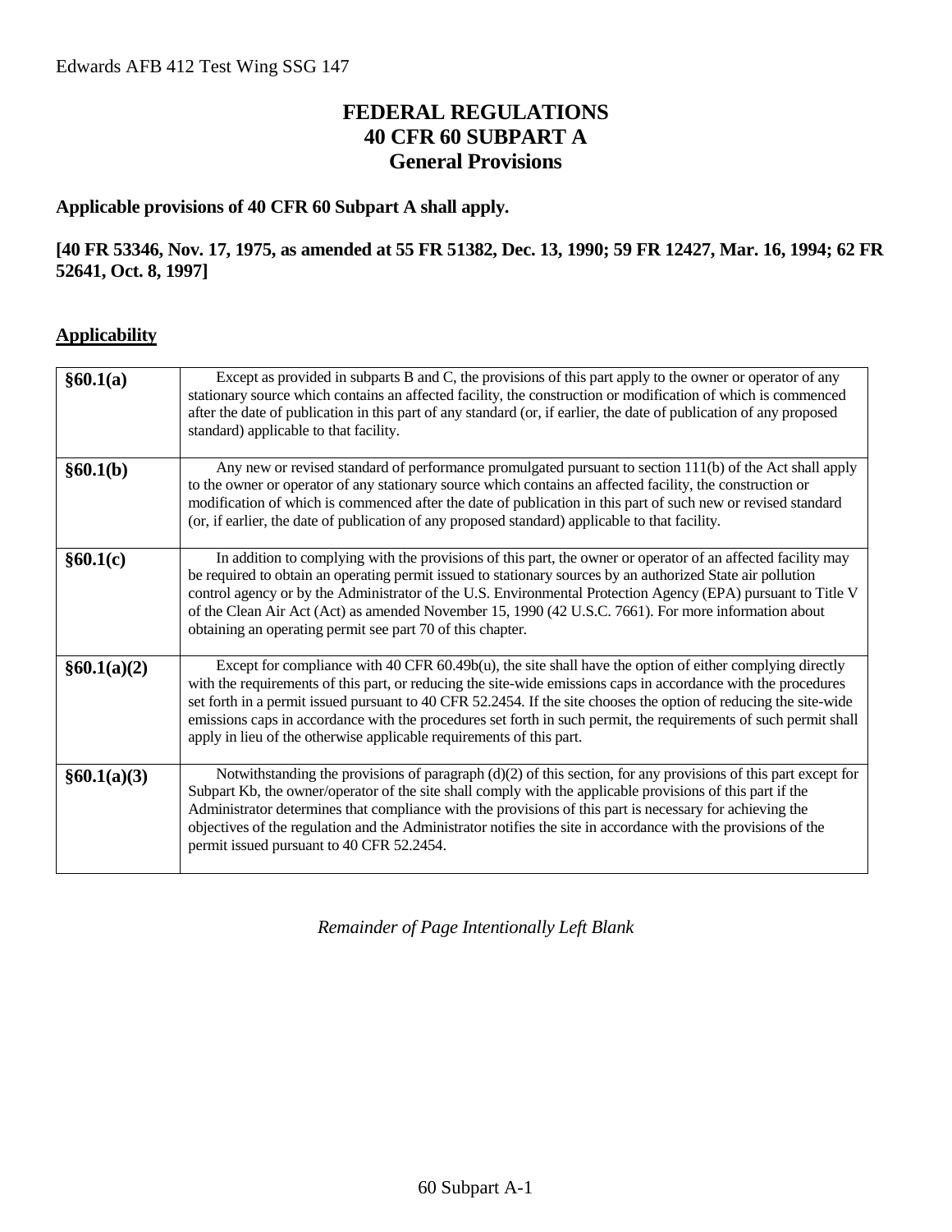# FEDERAL REGULATIONS
# 40 CFR 60 SUBPART A
# General Provisions

**Applicable provisions of 40 CFR 60 Subpart A shall apply.**

**[40 FR 53346, Nov. 17, 1975, as amended at 55 FR 51382, Dec. 13, 1990; 59 FR 12427, Mar. 16, 1994; 62 FR 52641, Oct. 8, 1997]**

## Applicability

| | |
|---|---|
| **§60.1(a)** | Except as provided in subparts B and C, the provisions of this part apply to the owner or operator of any stationary source which contains an affected facility, the construction or modification of which is commenced after the date of publication in this part of any standard (or, if earlier, the date of publication of any proposed standard) applicable to that facility. |
| **§60.1(b)** | Any new or revised standard of performance promulgated pursuant to section 111(b) of the Act shall apply to the owner or operator of any stationary source which contains an affected facility, the construction or modification of which is commenced after the date of publication in this part of such new or revised standard (or, if earlier, the date of publication of any proposed standard) applicable to that facility. |
| **§60.1(c)** | In addition to complying with the provisions of this part, the owner or operator of an affected facility may be required to obtain an operating permit issued to stationary sources by an authorized State air pollution control agency or by the Administrator of the U.S. Environmental Protection Agency (EPA) pursuant to Title V of the Clean Air Act (Act) as amended November 15, 1990 (42 U.S.C. 7661). For more information about obtaining an operating permit see part 70 of this chapter. |
| **§60.1(a)(2)** | Except for compliance with 40 CFR 60.49b(u), the site shall have the option of either complying directly with the requirements of this part, or reducing the site-wide emissions caps in accordance with the procedures set forth in a permit issued pursuant to 40 CFR 52.2454. If the site chooses the option of reducing the site-wide emissions caps in accordance with the procedures set forth in such permit, the requirements of such permit shall apply in lieu of the otherwise applicable requirements of this part. |
| **§60.1(a)(3)** | Notwithstanding the provisions of paragraph (d)(2) of this section, for any provisions of this part except for Subpart Kb, the owner/operator of the site shall comply with the applicable provisions of this part if the Administrator determines that compliance with the provisions of this part is necessary for achieving the objectives of the regulation and the Administrator notifies the site in accordance with the provisions of the permit issued pursuant to 40 CFR 52.2454. |

*Remainder of Page Intentionally Left Blank*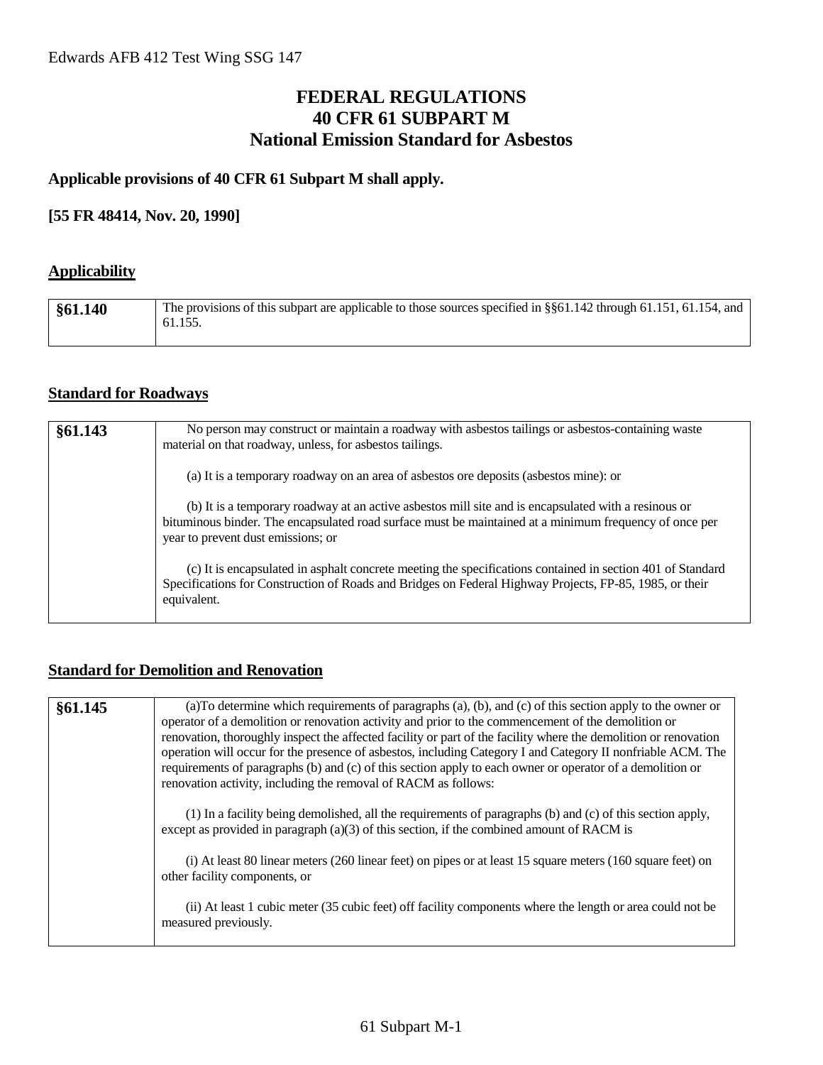# FEDERAL REGULATIONS
# 40 CFR 61 SUBPART M
# National Emission Standard for Asbestos

**Applicable provisions of 40 CFR 61 Subpart M shall apply.**

**[55 FR 48414, Nov. 20, 1990]**

## Applicability

| §61.140 | The provisions of this subpart are applicable to those sources specified in §§61.142 through 61.151, 61.154, and 61.155. |
|---|---|

## Standard for Roadways

| §61.143 | No person may construct or maintain a roadway with asbestos tailings or asbestos-containing waste material on that roadway, unless, for asbestos tailings.<br><br>(a) It is a temporary roadway on an area of asbestos ore deposits (asbestos mine): or<br><br>(b) It is a temporary roadway at an active asbestos mill site and is encapsulated with a resinous or bituminous binder. The encapsulated road surface must be maintained at a minimum frequency of once per year to prevent dust emissions; or<br><br>(c) It is encapsulated in asphalt concrete meeting the specifications contained in section 401 of Standard Specifications for Construction of Roads and Bridges on Federal Highway Projects, FP-85, 1985, or their equivalent. |
|---|---|

## Standard for Demolition and Renovation

| §61.145 | (a)To determine which requirements of paragraphs (a), (b), and (c) of this section apply to the owner or operator of a demolition or renovation activity and prior to the commencement of the demolition or renovation, thoroughly inspect the affected facility or part of the facility where the demolition or renovation operation will occur for the presence of asbestos, including Category I and Category II nonfriable ACM. The requirements of paragraphs (b) and (c) of this section apply to each owner or operator of a demolition or renovation activity, including the removal of RACM as follows:<br><br>(1) In a facility being demolished, all the requirements of paragraphs (b) and (c) of this section apply, except as provided in paragraph (a)(3) of this section, if the combined amount of RACM is<br><br>(i) At least 80 linear meters (260 linear feet) on pipes or at least 15 square meters (160 square feet) on other facility components, or<br><br>(ii) At least 1 cubic meter (35 cubic feet) off facility components where the length or area could not be measured previously. |
|---|---|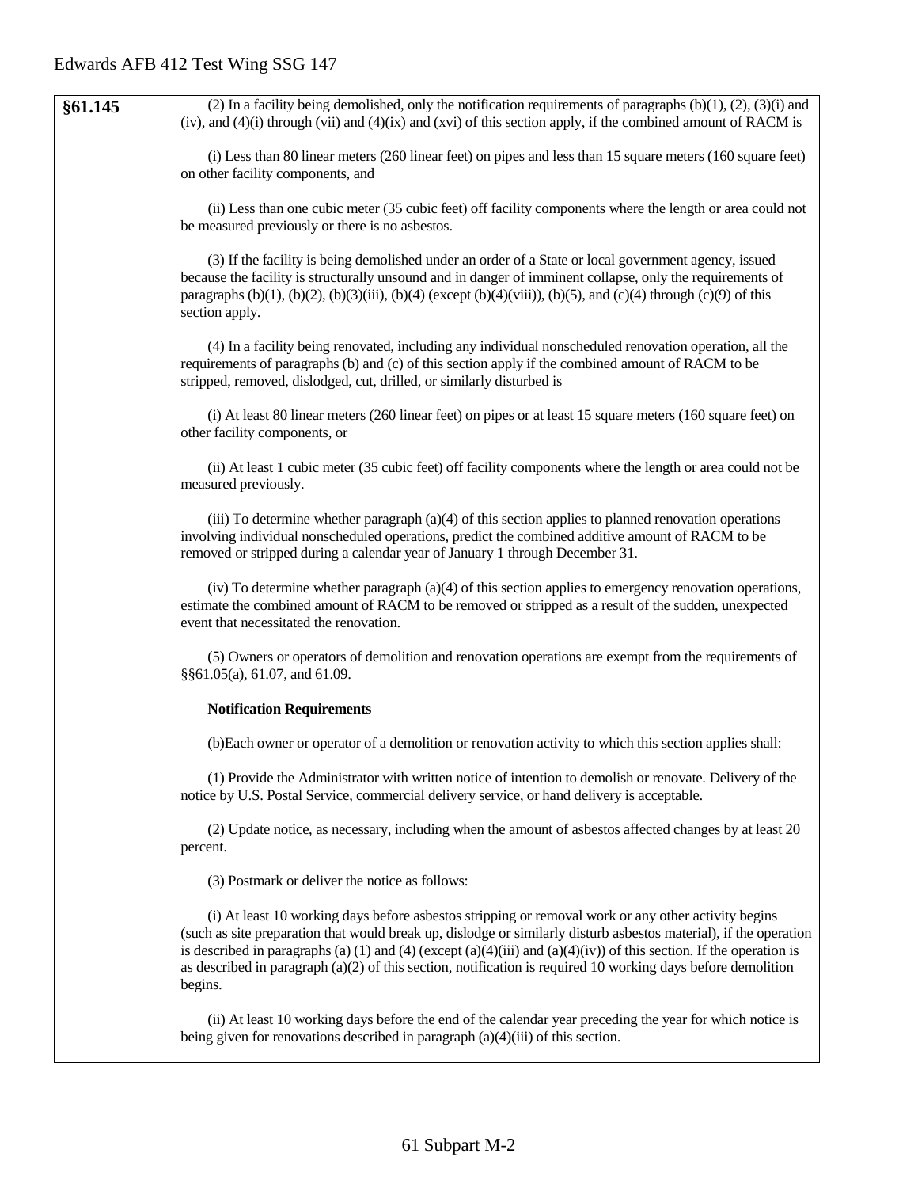| §61.145 | (2) In a facility being demolished, only the notification requirements of paragraphs (b)(1), (2), (3)(i) and (iv), and (4)(i) through (vii) and (4)(ix) and (xvi) of this section apply, if the combined amount of RACM is<br><br>(i) Less than 80 linear meters (260 linear feet) on pipes and less than 15 square meters (160 square feet) on other facility components, and<br><br>(ii) Less than one cubic meter (35 cubic feet) off facility components where the length or area could not be measured previously or there is no asbestos.<br><br>(3) If the facility is being demolished under an order of a State or local government agency, issued because the facility is structurally unsound and in danger of imminent collapse, only the requirements of paragraphs (b)(1), (b)(2), (b)(3)(iii), (b)(4) (except (b)(4)(viii)), (b)(5), and (c)(4) through (c)(9) of this section apply.<br><br>(4) In a facility being renovated, including any individual nonscheduled renovation operation, all the requirements of paragraphs (b) and (c) of this section apply if the combined amount of RACM to be stripped, removed, dislodged, cut, drilled, or similarly disturbed is<br><br>(i) At least 80 linear meters (260 linear feet) on pipes or at least 15 square meters (160 square feet) on other facility components, or<br><br>(ii) At least 1 cubic meter (35 cubic feet) off facility components where the length or area could not be measured previously.<br><br>(iii) To determine whether paragraph (a)(4) of this section applies to planned renovation operations involving individual nonscheduled operations, predict the combined additive amount of RACM to be removed or stripped during a calendar year of January 1 through December 31.<br><br>(iv) To determine whether paragraph (a)(4) of this section applies to emergency renovation operations, estimate the combined amount of RACM to be removed or stripped as a result of the sudden, unexpected event that necessitated the renovation.<br><br>(5) Owners or operators of demolition and renovation operations are exempt from the requirements of §§61.05(a), 61.07, and 61.09.<br><br>**Notification Requirements**<br><br>(b)Each owner or operator of a demolition or renovation activity to which this section applies shall:<br><br>(1) Provide the Administrator with written notice of intention to demolish or renovate. Delivery of the notice by U.S. Postal Service, commercial delivery service, or hand delivery is acceptable.<br><br>(2) Update notice, as necessary, including when the amount of asbestos affected changes by at least 20 percent.<br><br>(3) Postmark or deliver the notice as follows:<br><br>(i) At least 10 working days before asbestos stripping or removal work or any other activity begins (such as site preparation that would break up, dislodge or similarly disturb asbestos material), if the operation is described in paragraphs (a) (1) and (4) (except (a)(4)(iii) and (a)(4)(iv)) of this section. If the operation is as described in paragraph (a)(2) of this section, notification is required 10 working days before demolition begins.<br><br>(ii) At least 10 working days before the end of the calendar year preceding the year for which notice is being given for renovations described in paragraph (a)(4)(iii) of this section. |
|---|---|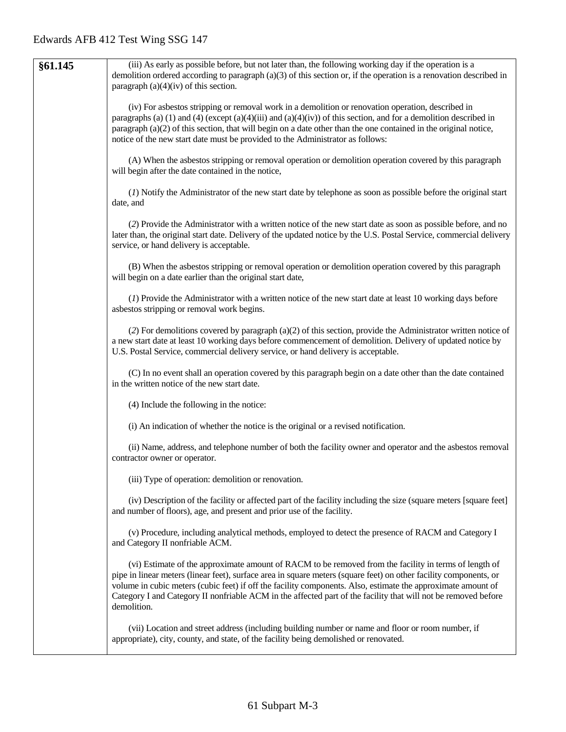| §61.145 | (iii) As early as possible before, but not later than, the following working day if the operation is a demolition ordered according to paragraph (a)(3) of this section or, if the operation is a renovation described in paragraph (a)(4)(iv) of this section.<br><br>(iv) For asbestos stripping or removal work in a demolition or renovation operation, described in paragraphs (a) (1) and (4) (except (a)(4)(iii) and (a)(4)(iv)) of this section, and for a demolition described in paragraph (a)(2) of this section, that will begin on a date other than the one contained in the original notice, notice of the new start date must be provided to the Administrator as follows:<br><br>(A) When the asbestos stripping or removal operation or demolition operation covered by this paragraph will begin after the date contained in the notice,<br><br>(*1*) Notify the Administrator of the new start date by telephone as soon as possible before the original start date, and<br><br>(*2*) Provide the Administrator with a written notice of the new start date as soon as possible before, and no later than, the original start date. Delivery of the updated notice by the U.S. Postal Service, commercial delivery service, or hand delivery is acceptable.<br><br>(B) When the asbestos stripping or removal operation or demolition operation covered by this paragraph will begin on a date earlier than the original start date,<br><br>(*1*) Provide the Administrator with a written notice of the new start date at least 10 working days before asbestos stripping or removal work begins.<br><br>(*2*) For demolitions covered by paragraph (a)(2) of this section, provide the Administrator written notice of a new start date at least 10 working days before commencement of demolition. Delivery of updated notice by U.S. Postal Service, commercial delivery service, or hand delivery is acceptable.<br><br>(C) In no event shall an operation covered by this paragraph begin on a date other than the date contained in the written notice of the new start date.<br><br>(4) Include the following in the notice:<br><br>(i) An indication of whether the notice is the original or a revised notification.<br><br>(ii) Name, address, and telephone number of both the facility owner and operator and the asbestos removal contractor owner or operator.<br><br>(iii) Type of operation: demolition or renovation.<br><br>(iv) Description of the facility or affected part of the facility including the size (square meters [square feet] and number of floors), age, and present and prior use of the facility.<br><br>(v) Procedure, including analytical methods, employed to detect the presence of RACM and Category I and Category II nonfriable ACM.<br><br>(vi) Estimate of the approximate amount of RACM to be removed from the facility in terms of length of pipe in linear meters (linear feet), surface area in square meters (square feet) on other facility components, or volume in cubic meters (cubic feet) if off the facility components. Also, estimate the approximate amount of Category I and Category II nonfriable ACM in the affected part of the facility that will not be removed before demolition.<br><br>(vii) Location and street address (including building number or name and floor or room number, if appropriate), city, county, and state, of the facility being demolished or renovated. |
|---|---|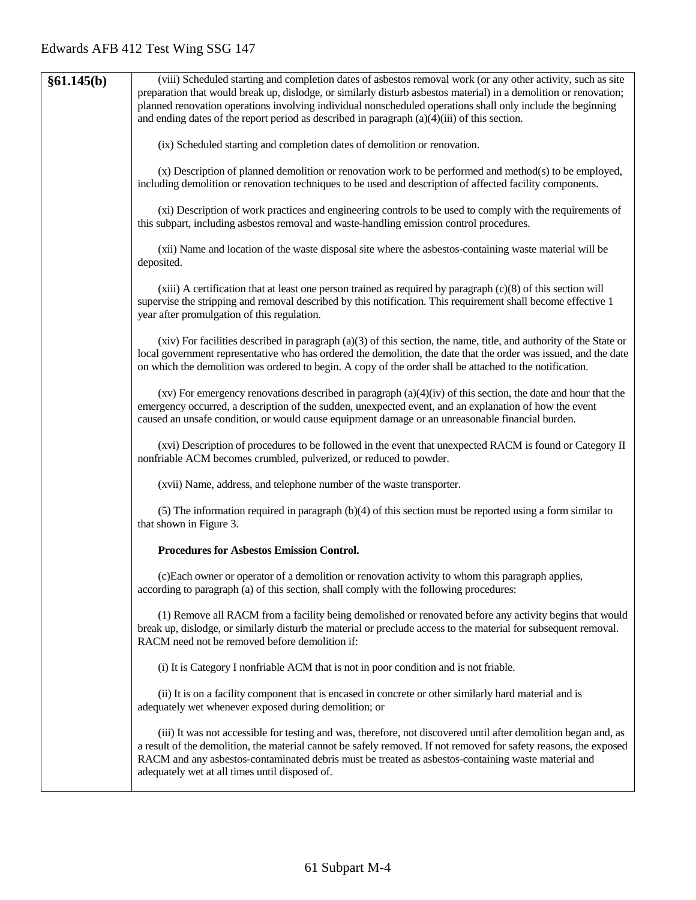| §61.145(b) | (viii) Scheduled starting and completion dates of asbestos removal work (or any other activity, such as site preparation that would break up, dislodge, or similarly disturb asbestos material) in a demolition or renovation; planned renovation operations involving individual nonscheduled operations shall only include the beginning and ending dates of the report period as described in paragraph (a)(4)(iii) of this section.<br><br>(ix) Scheduled starting and completion dates of demolition or renovation.<br><br>(x) Description of planned demolition or renovation work to be performed and method(s) to be employed, including demolition or renovation techniques to be used and description of affected facility components.<br><br>(xi) Description of work practices and engineering controls to be used to comply with the requirements of this subpart, including asbestos removal and waste-handling emission control procedures.<br><br>(xii) Name and location of the waste disposal site where the asbestos-containing waste material will be deposited.<br><br>(xiii) A certification that at least one person trained as required by paragraph (c)(8) of this section will supervise the stripping and removal described by this notification. This requirement shall become effective 1 year after promulgation of this regulation.<br><br>(xiv) For facilities described in paragraph (a)(3) of this section, the name, title, and authority of the State or local government representative who has ordered the demolition, the date that the order was issued, and the date on which the demolition was ordered to begin. A copy of the order shall be attached to the notification.<br><br>(xv) For emergency renovations described in paragraph (a)(4)(iv) of this section, the date and hour that the emergency occurred, a description of the sudden, unexpected event, and an explanation of how the event caused an unsafe condition, or would cause equipment damage or an unreasonable financial burden.<br><br>(xvi) Description of procedures to be followed in the event that unexpected RACM is found or Category II nonfriable ACM becomes crumbled, pulverized, or reduced to powder.<br><br>(xvii) Name, address, and telephone number of the waste transporter.<br><br>(5) The information required in paragraph (b)(4) of this section must be reported using a form similar to that shown in Figure 3.<br><br>**Procedures for Asbestos Emission Control.**<br><br>(c)Each owner or operator of a demolition or renovation activity to whom this paragraph applies, according to paragraph (a) of this section, shall comply with the following procedures:<br><br>(1) Remove all RACM from a facility being demolished or renovated before any activity begins that would break up, dislodge, or similarly disturb the material or preclude access to the material for subsequent removal. RACM need not be removed before demolition if:<br><br>(i) It is Category I nonfriable ACM that is not in poor condition and is not friable.<br><br>(ii) It is on a facility component that is encased in concrete or other similarly hard material and is adequately wet whenever exposed during demolition; or<br><br>(iii) It was not accessible for testing and was, therefore, not discovered until after demolition began and, as a result of the demolition, the material cannot be safely removed. If not removed for safety reasons, the exposed RACM and any asbestos-contaminated debris must be treated as asbestos-containing waste material and adequately wet at all times until disposed of. |
|---|---|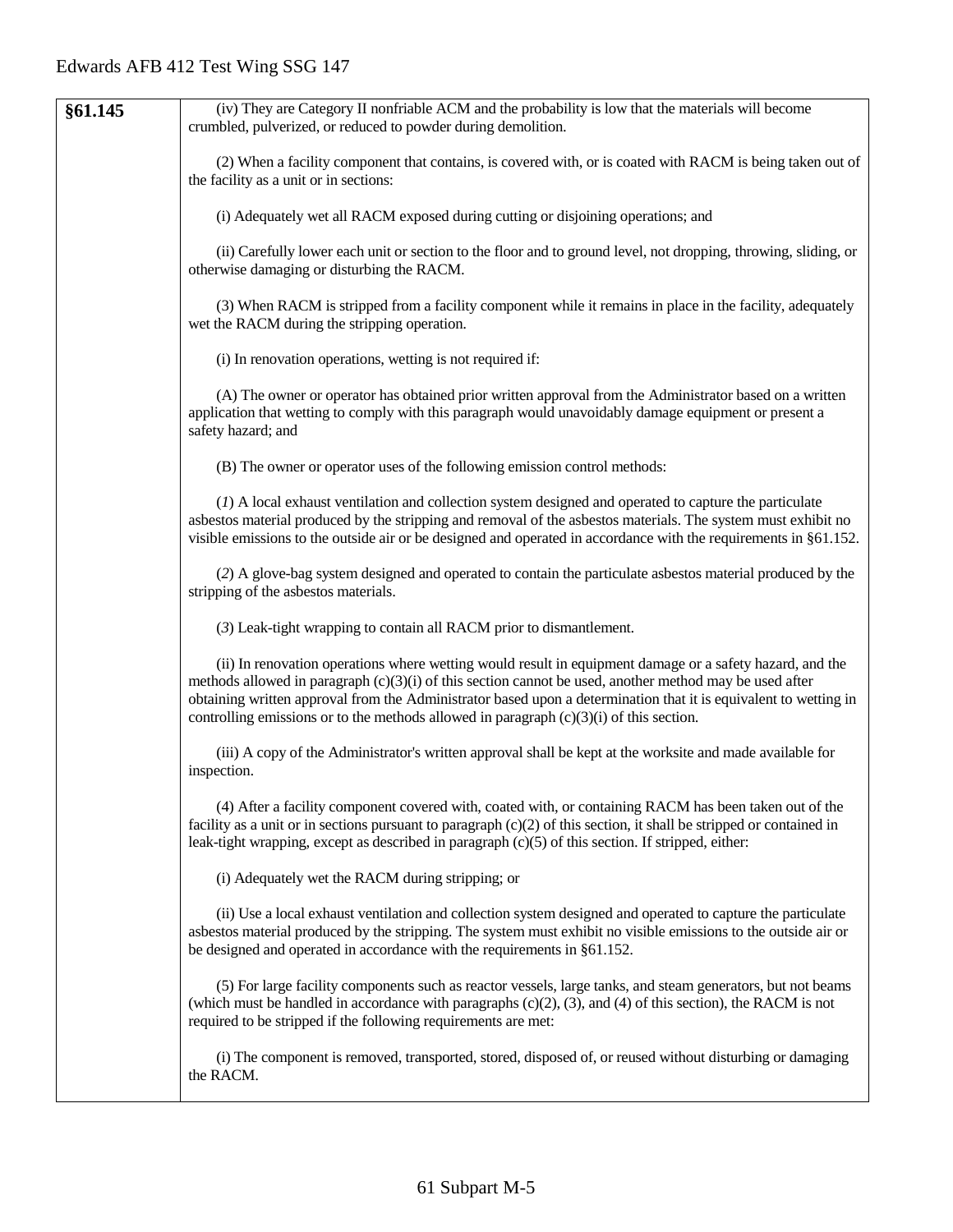| §61.145 | (iv) They are Category II nonfriable ACM and the probability is low that the materials will become crumbled, pulverized, or reduced to powder during demolition.<br><br>(2) When a facility component that contains, is covered with, or is coated with RACM is being taken out of the facility as a unit or in sections:<br><br>(i) Adequately wet all RACM exposed during cutting or disjoining operations; and<br><br>(ii) Carefully lower each unit or section to the floor and to ground level, not dropping, throwing, sliding, or otherwise damaging or disturbing the RACM.<br><br>(3) When RACM is stripped from a facility component while it remains in place in the facility, adequately wet the RACM during the stripping operation.<br><br>(i) In renovation operations, wetting is not required if:<br><br>(A) The owner or operator has obtained prior written approval from the Administrator based on a written application that wetting to comply with this paragraph would unavoidably damage equipment or present a safety hazard; and<br><br>(B) The owner or operator uses of the following emission control methods:<br><br>(*1*) A local exhaust ventilation and collection system designed and operated to capture the particulate asbestos material produced by the stripping and removal of the asbestos materials. The system must exhibit no visible emissions to the outside air or be designed and operated in accordance with the requirements in §61.152.<br><br>(*2*) A glove-bag system designed and operated to contain the particulate asbestos material produced by the stripping of the asbestos materials.<br><br>(*3*) Leak-tight wrapping to contain all RACM prior to dismantlement.<br><br>(ii) In renovation operations where wetting would result in equipment damage or a safety hazard, and the methods allowed in paragraph (c)(3)(i) of this section cannot be used, another method may be used after obtaining written approval from the Administrator based upon a determination that it is equivalent to wetting in controlling emissions or to the methods allowed in paragraph (c)(3)(i) of this section.<br><br>(iii) A copy of the Administrator's written approval shall be kept at the worksite and made available for inspection.<br><br>(4) After a facility component covered with, coated with, or containing RACM has been taken out of the facility as a unit or in sections pursuant to paragraph (c)(2) of this section, it shall be stripped or contained in leak-tight wrapping, except as described in paragraph (c)(5) of this section. If stripped, either:<br><br>(i) Adequately wet the RACM during stripping; or<br><br>(ii) Use a local exhaust ventilation and collection system designed and operated to capture the particulate asbestos material produced by the stripping. The system must exhibit no visible emissions to the outside air or be designed and operated in accordance with the requirements in §61.152.<br><br>(5) For large facility components such as reactor vessels, large tanks, and steam generators, but not beams (which must be handled in accordance with paragraphs (c)(2), (3), and (4) of this section), the RACM is not required to be stripped if the following requirements are met:<br><br>(i) The component is removed, transported, stored, disposed of, or reused without disturbing or damaging the RACM. |
|---|---|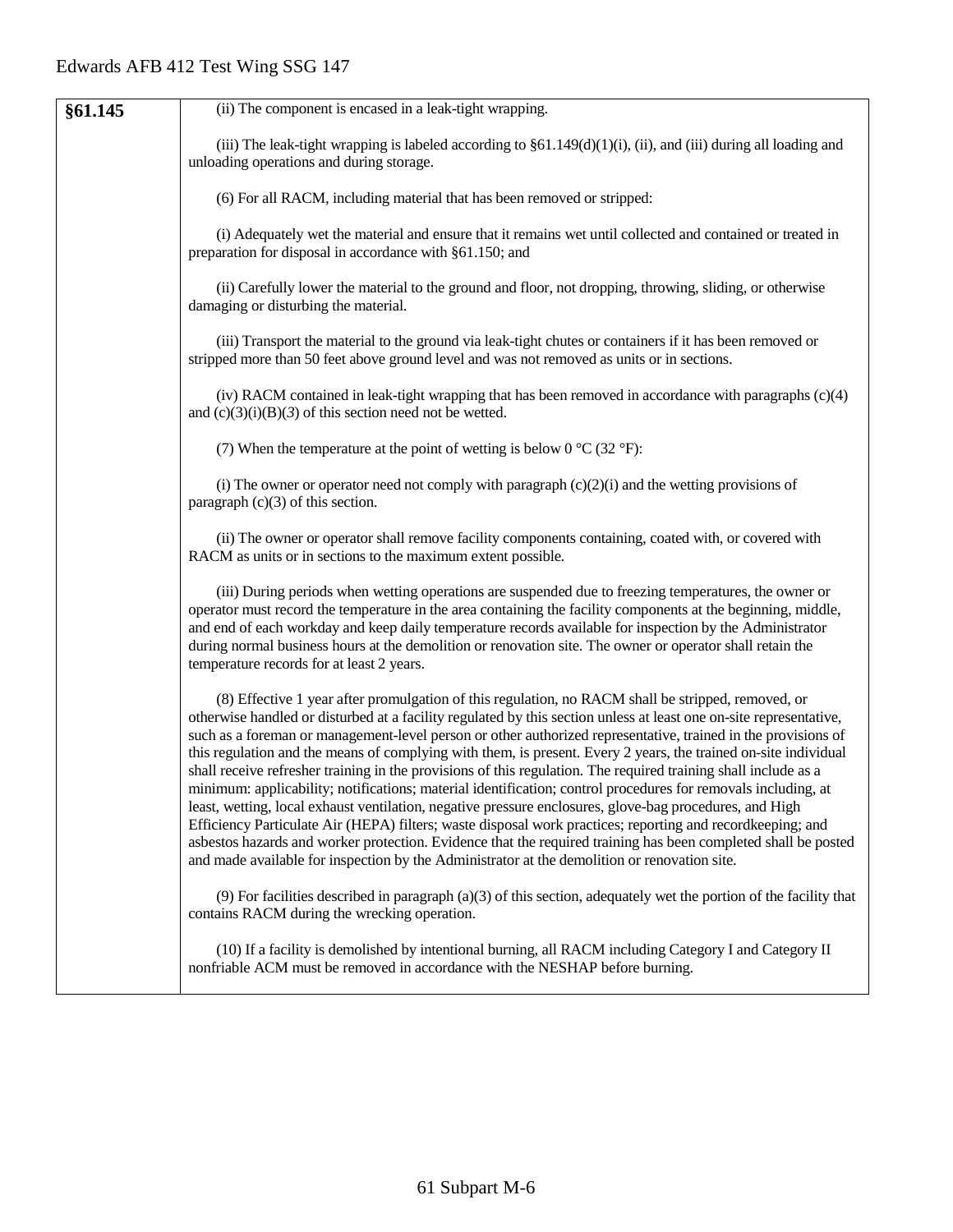| §61.145 | (ii) The component is encased in a leak-tight wrapping.<br><br>(iii) The leak-tight wrapping is labeled according to §61.149(d)(1)(i), (ii), and (iii) during all loading and unloading operations and during storage.<br><br>(6) For all RACM, including material that has been removed or stripped:<br><br>(i) Adequately wet the material and ensure that it remains wet until collected and contained or treated in preparation for disposal in accordance with §61.150; and<br><br>(ii) Carefully lower the material to the ground and floor, not dropping, throwing, sliding, or otherwise damaging or disturbing the material.<br><br>(iii) Transport the material to the ground via leak-tight chutes or containers if it has been removed or stripped more than 50 feet above ground level and was not removed as units or in sections.<br><br>(iv) RACM contained in leak-tight wrapping that has been removed in accordance with paragraphs (c)(4) and (c)(3)(i)(B)(*3*) of this section need not be wetted.<br><br>(7) When the temperature at the point of wetting is below 0 °C (32 °F):<br><br>(i) The owner or operator need not comply with paragraph (c)(2)(i) and the wetting provisions of paragraph (c)(3) of this section.<br><br>(ii) The owner or operator shall remove facility components containing, coated with, or covered with RACM as units or in sections to the maximum extent possible.<br><br>(iii) During periods when wetting operations are suspended due to freezing temperatures, the owner or operator must record the temperature in the area containing the facility components at the beginning, middle, and end of each workday and keep daily temperature records available for inspection by the Administrator during normal business hours at the demolition or renovation site. The owner or operator shall retain the temperature records for at least 2 years.<br><br>(8) Effective 1 year after promulgation of this regulation, no RACM shall be stripped, removed, or otherwise handled or disturbed at a facility regulated by this section unless at least one on-site representative, such as a foreman or management-level person or other authorized representative, trained in the provisions of this regulation and the means of complying with them, is present. Every 2 years, the trained on-site individual shall receive refresher training in the provisions of this regulation. The required training shall include as a minimum: applicability; notifications; material identification; control procedures for removals including, at least, wetting, local exhaust ventilation, negative pressure enclosures, glove-bag procedures, and High Efficiency Particulate Air (HEPA) filters; waste disposal work practices; reporting and recordkeeping; and asbestos hazards and worker protection. Evidence that the required training has been completed shall be posted and made available for inspection by the Administrator at the demolition or renovation site.<br><br>(9) For facilities described in paragraph (a)(3) of this section, adequately wet the portion of the facility that contains RACM during the wrecking operation.<br><br>(10) If a facility is demolished by intentional burning, all RACM including Category I and Category II nonfriable ACM must be removed in accordance with the NESHAP before burning. |
|---|---|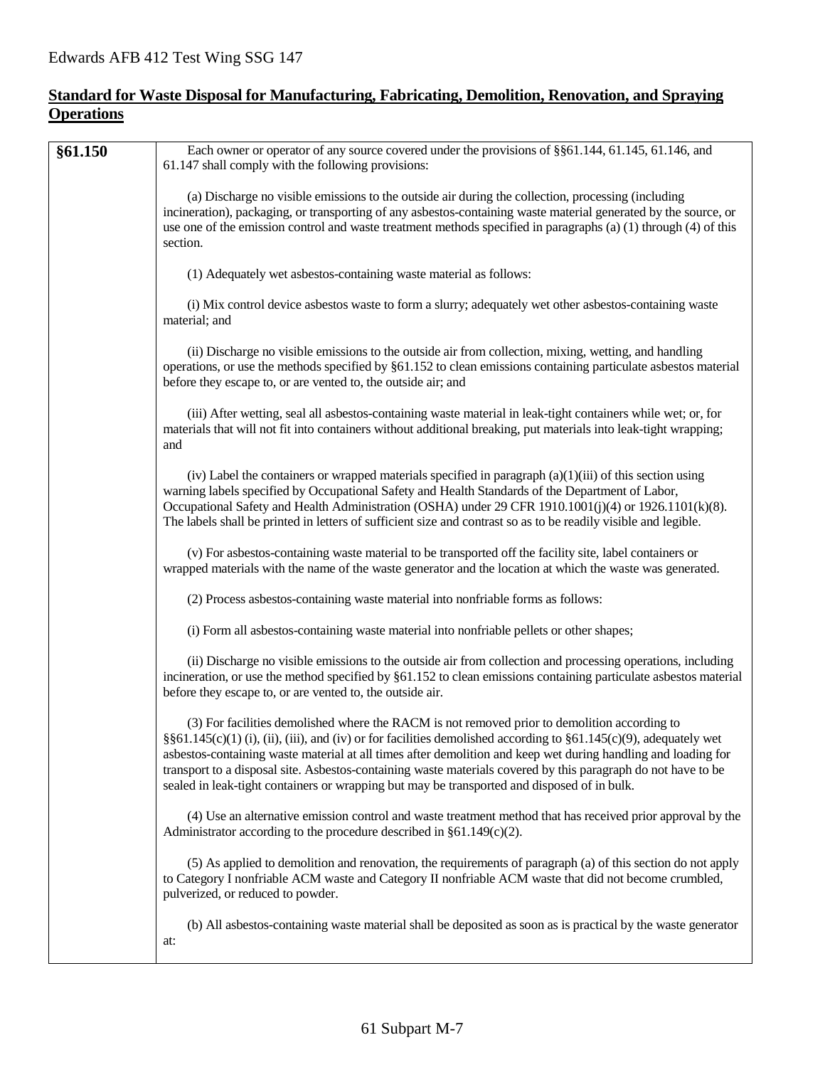## **Standard for Waste Disposal for Manufacturing, Fabricating, Demolition, Renovation, and Spraying Operations**

| | |
|---|---|
| **§61.150** | Each owner or operator of any source covered under the provisions of §§61.144, 61.145, 61.146, and 61.147 shall comply with the following provisions:<br><br>(a) Discharge no visible emissions to the outside air during the collection, processing (including incineration), packaging, or transporting of any asbestos-containing waste material generated by the source, or use one of the emission control and waste treatment methods specified in paragraphs (a) (1) through (4) of this section.<br><br>(1) Adequately wet asbestos-containing waste material as follows:<br><br>(i) Mix control device asbestos waste to form a slurry; adequately wet other asbestos-containing waste material; and<br><br>(ii) Discharge no visible emissions to the outside air from collection, mixing, wetting, and handling operations, or use the methods specified by §61.152 to clean emissions containing particulate asbestos material before they escape to, or are vented to, the outside air; and<br><br>(iii) After wetting, seal all asbestos-containing waste material in leak-tight containers while wet; or, for materials that will not fit into containers without additional breaking, put materials into leak-tight wrapping; and<br><br>(iv) Label the containers or wrapped materials specified in paragraph (a)(1)(iii) of this section using warning labels specified by Occupational Safety and Health Standards of the Department of Labor, Occupational Safety and Health Administration (OSHA) under 29 CFR 1910.1001(j)(4) or 1926.1101(k)(8). The labels shall be printed in letters of sufficient size and contrast so as to be readily visible and legible.<br><br>(v) For asbestos-containing waste material to be transported off the facility site, label containers or wrapped materials with the name of the waste generator and the location at which the waste was generated.<br><br>(2) Process asbestos-containing waste material into nonfriable forms as follows:<br><br>(i) Form all asbestos-containing waste material into nonfriable pellets or other shapes;<br><br>(ii) Discharge no visible emissions to the outside air from collection and processing operations, including incineration, or use the method specified by §61.152 to clean emissions containing particulate asbestos material before they escape to, or are vented to, the outside air.<br><br>(3) For facilities demolished where the RACM is not removed prior to demolition according to §§61.145(c)(1) (i), (ii), (iii), and (iv) or for facilities demolished according to §61.145(c)(9), adequately wet asbestos-containing waste material at all times after demolition and keep wet during handling and loading for transport to a disposal site. Asbestos-containing waste materials covered by this paragraph do not have to be sealed in leak-tight containers or wrapping but may be transported and disposed of in bulk.<br><br>(4) Use an alternative emission control and waste treatment method that has received prior approval by the Administrator according to the procedure described in §61.149(c)(2).<br><br>(5) As applied to demolition and renovation, the requirements of paragraph (a) of this section do not apply to Category I nonfriable ACM waste and Category II nonfriable ACM waste that did not become crumbled, pulverized, or reduced to powder.<br><br>(b) All asbestos-containing waste material shall be deposited as soon as is practical by the waste generator at: |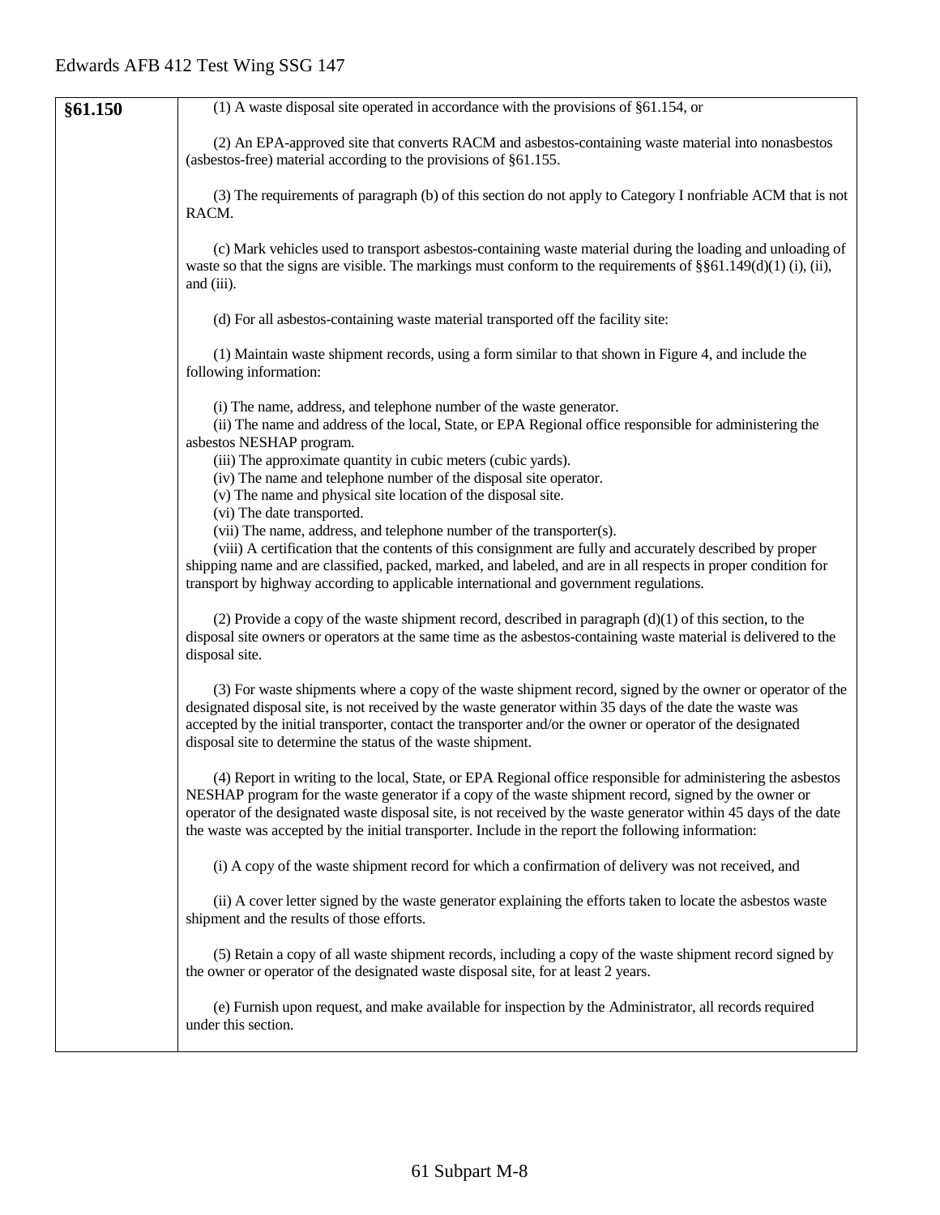| §61.150 | (1) A waste disposal site operated in accordance with the provisions of §61.154, or<br><br>(2) An EPA-approved site that converts RACM and asbestos-containing waste material into nonasbestos (asbestos-free) material according to the provisions of §61.155.<br><br>(3) The requirements of paragraph (b) of this section do not apply to Category I nonfriable ACM that is not RACM.<br><br>(c) Mark vehicles used to transport asbestos-containing waste material during the loading and unloading of waste so that the signs are visible. The markings must conform to the requirements of §§61.149(d)(1) (i), (ii), and (iii).<br><br>(d) For all asbestos-containing waste material transported off the facility site:<br><br>(1) Maintain waste shipment records, using a form similar to that shown in Figure 4, and include the following information:<br><br>(i) The name, address, and telephone number of the waste generator.<br>(ii) The name and address of the local, State, or EPA Regional office responsible for administering the asbestos NESHAP program.<br>(iii) The approximate quantity in cubic meters (cubic yards).<br>(iv) The name and telephone number of the disposal site operator.<br>(v) The name and physical site location of the disposal site.<br>(vi) The date transported.<br>(vii) The name, address, and telephone number of the transporter(s).<br>(viii) A certification that the contents of this consignment are fully and accurately described by proper shipping name and are classified, packed, marked, and labeled, and are in all respects in proper condition for transport by highway according to applicable international and government regulations.<br><br>(2) Provide a copy of the waste shipment record, described in paragraph (d)(1) of this section, to the disposal site owners or operators at the same time as the asbestos-containing waste material is delivered to the disposal site.<br><br>(3) For waste shipments where a copy of the waste shipment record, signed by the owner or operator of the designated disposal site, is not received by the waste generator within 35 days of the date the waste was accepted by the initial transporter, contact the transporter and/or the owner or operator of the designated disposal site to determine the status of the waste shipment.<br><br>(4) Report in writing to the local, State, or EPA Regional office responsible for administering the asbestos NESHAP program for the waste generator if a copy of the waste shipment record, signed by the owner or operator of the designated waste disposal site, is not received by the waste generator within 45 days of the date the waste was accepted by the initial transporter. Include in the report the following information:<br><br>(i) A copy of the waste shipment record for which a confirmation of delivery was not received, and<br><br>(ii) A cover letter signed by the waste generator explaining the efforts taken to locate the asbestos waste shipment and the results of those efforts.<br><br>(5) Retain a copy of all waste shipment records, including a copy of the waste shipment record signed by the owner or operator of the designated waste disposal site, for at least 2 years.<br><br>(e) Furnish upon request, and make available for inspection by the Administrator, all records required under this section. |
|---|---|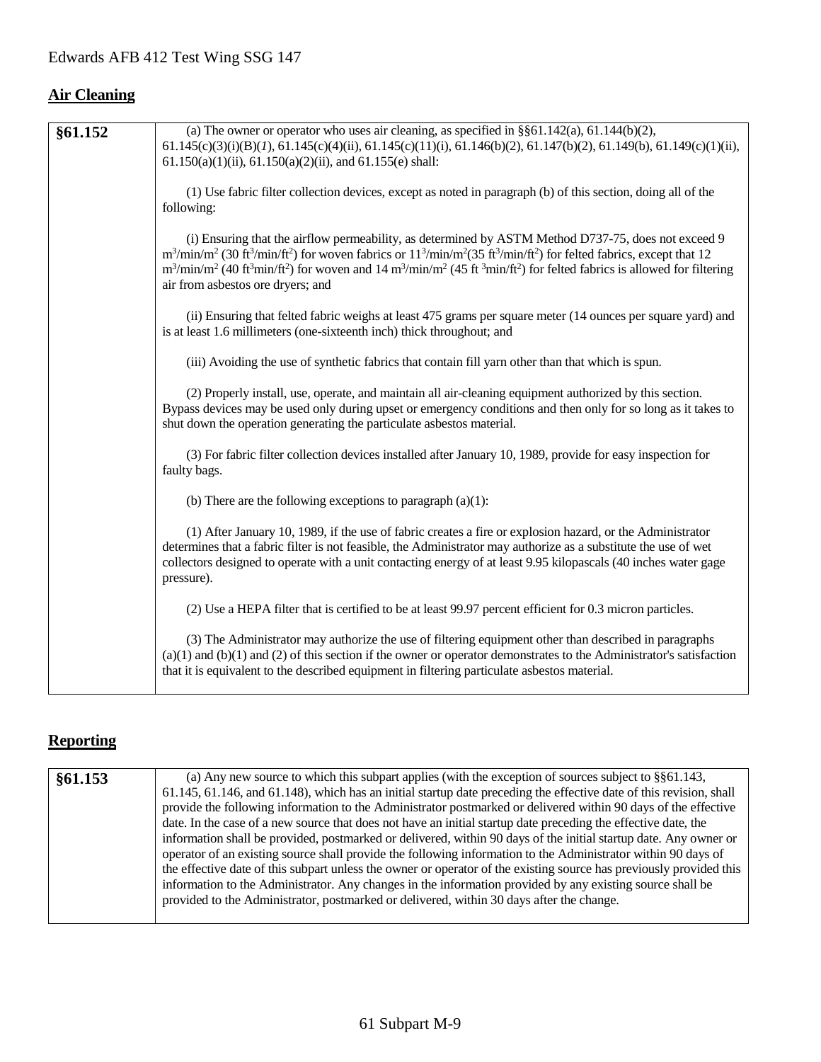## Air Cleaning

| §61.152 | (a) The owner or operator who uses air cleaning, as specified in §§61.142(a), 61.144(b)(2), 61.145(c)(3)(i)(B)(*1*), 61.145(c)(4)(ii), 61.145(c)(11)(i), 61.146(b)(2), 61.147(b)(2), 61.149(b), 61.149(c)(1)(ii), 61.150(a)(1)(ii), 61.150(a)(2)(ii), and 61.155(e) shall:<br><br>(1) Use fabric filter collection devices, except as noted in paragraph (b) of this section, doing all of the following:<br><br>(i) Ensuring that the airflow permeability, as determined by ASTM Method D737-75, does not exceed 9 $m^3/min/m^2$ (30 $ft^3/min/ft^2$) for woven fabrics or $11^3/min/m^2$(35 $ft^3/min/ft^2$) for felted fabrics, except that 12 $m^3/min/m^2$ (40 $ft^3min/ft^2$) for woven and 14 $m^3/min/m^2$ (45 ft $^3min/ft^2$) for felted fabrics is allowed for filtering air from asbestos ore dryers; and<br><br>(ii) Ensuring that felted fabric weighs at least 475 grams per square meter (14 ounces per square yard) and is at least 1.6 millimeters (one-sixteenth inch) thick throughout; and<br><br>(iii) Avoiding the use of synthetic fabrics that contain fill yarn other than that which is spun.<br><br>(2) Properly install, use, operate, and maintain all air-cleaning equipment authorized by this section. Bypass devices may be used only during upset or emergency conditions and then only for so long as it takes to shut down the operation generating the particulate asbestos material.<br><br>(3) For fabric filter collection devices installed after January 10, 1989, provide for easy inspection for faulty bags.<br><br>(b) There are the following exceptions to paragraph (a)(1):<br><br>(1) After January 10, 1989, if the use of fabric creates a fire or explosion hazard, or the Administrator determines that a fabric filter is not feasible, the Administrator may authorize as a substitute the use of wet collectors designed to operate with a unit contacting energy of at least 9.95 kilopascals (40 inches water gage pressure).<br><br>(2) Use a HEPA filter that is certified to be at least 99.97 percent efficient for 0.3 micron particles.<br><br>(3) The Administrator may authorize the use of filtering equipment other than described in paragraphs (a)(1) and (b)(1) and (2) of this section if the owner or operator demonstrates to the Administrator's satisfaction that it is equivalent to the described equipment in filtering particulate asbestos material. |
|---|---|

## Reporting

| §61.153 | (a) Any new source to which this subpart applies (with the exception of sources subject to §§61.143, 61.145, 61.146, and 61.148), which has an initial startup date preceding the effective date of this revision, shall provide the following information to the Administrator postmarked or delivered within 90 days of the effective date. In the case of a new source that does not have an initial startup date preceding the effective date, the information shall be provided, postmarked or delivered, within 90 days of the initial startup date. Any owner or operator of an existing source shall provide the following information to the Administrator within 90 days of the effective date of this subpart unless the owner or operator of the existing source has previously provided this information to the Administrator. Any changes in the information provided by any existing source shall be provided to the Administrator, postmarked or delivered, within 30 days after the change. |
|---|---|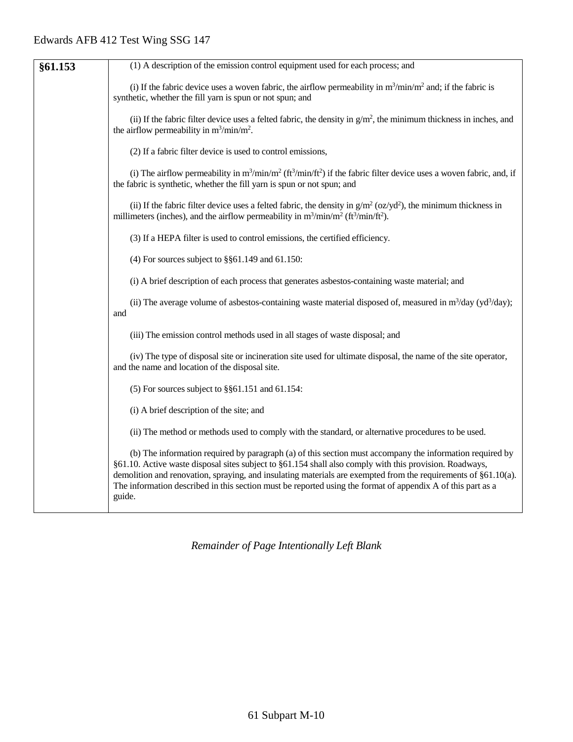| §61.153 | (1) A description of the emission control equipment used for each process; and<br><br>(i) If the fabric device uses a woven fabric, the airflow permeability in $m^3/min/m^2$ and; if the fabric is synthetic, whether the fill yarn is spun or not spun; and<br><br>(ii) If the fabric filter device uses a felted fabric, the density in $g/m^2$, the minimum thickness in inches, and the airflow permeability in $m^3/min/m^2$.<br><br>(2) If a fabric filter device is used to control emissions,<br><br>(i) The airflow permeability in $m^3/min/m^2$ ($ft^3/min/ft^2$) if the fabric filter device uses a woven fabric, and, if the fabric is synthetic, whether the fill yarn is spun or not spun; and<br><br>(ii) If the fabric filter device uses a felted fabric, the density in $g/m^2$ ($oz/yd^2$), the minimum thickness in millimeters (inches), and the airflow permeability in $m^3/min/m^2$ ($ft^3/min/ft^2$).<br><br>(3) If a HEPA filter is used to control emissions, the certified efficiency.<br><br>(4) For sources subject to §§61.149 and 61.150:<br><br>(i) A brief description of each process that generates asbestos-containing waste material; and<br><br>(ii) The average volume of asbestos-containing waste material disposed of, measured in $m^3$/day ($yd^3$/day); and<br><br>(iii) The emission control methods used in all stages of waste disposal; and<br><br>(iv) The type of disposal site or incineration site used for ultimate disposal, the name of the site operator, and the name and location of the disposal site.<br><br>(5) For sources subject to §§61.151 and 61.154:<br><br>(i) A brief description of the site; and<br><br>(ii) The method or methods used to comply with the standard, or alternative procedures to be used.<br><br>(b) The information required by paragraph (a) of this section must accompany the information required by §61.10. Active waste disposal sites subject to §61.154 shall also comply with this provision. Roadways, demolition and renovation, spraying, and insulating materials are exempted from the requirements of §61.10(a). The information described in this section must be reported using the format of appendix A of this part as a guide. |
|---|---|

*Remainder of Page Intentionally Left Blank*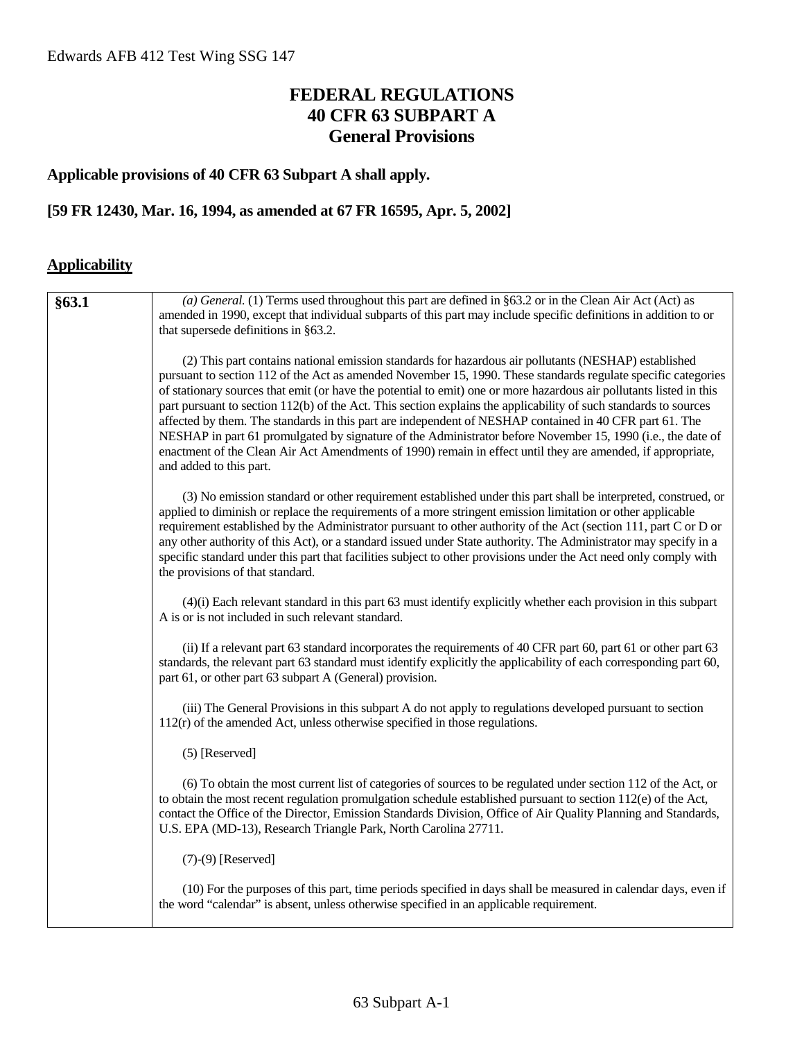# FEDERAL REGULATIONS
# 40 CFR 63 SUBPART A
# General Provisions

**Applicable provisions of 40 CFR 63 Subpart A shall apply.**

**[59 FR 12430, Mar. 16, 1994, as amended at 67 FR 16595, Apr. 5, 2002]**

## Applicability

| | |
|---|---|
| **§63.1** | *(a) General.* (1) Terms used throughout this part are defined in §63.2 or in the Clean Air Act (Act) as amended in 1990, except that individual subparts of this part may include specific definitions in addition to or that supersede definitions in §63.2.<br><br>(2) This part contains national emission standards for hazardous air pollutants (NESHAP) established pursuant to section 112 of the Act as amended November 15, 1990. These standards regulate specific categories of stationary sources that emit (or have the potential to emit) one or more hazardous air pollutants listed in this part pursuant to section 112(b) of the Act. This section explains the applicability of such standards to sources affected by them. The standards in this part are independent of NESHAP contained in 40 CFR part 61. The NESHAP in part 61 promulgated by signature of the Administrator before November 15, 1990 (i.e., the date of enactment of the Clean Air Act Amendments of 1990) remain in effect until they are amended, if appropriate, and added to this part.<br><br>(3) No emission standard or other requirement established under this part shall be interpreted, construed, or applied to diminish or replace the requirements of a more stringent emission limitation or other applicable requirement established by the Administrator pursuant to other authority of the Act (section 111, part C or D or any other authority of this Act), or a standard issued under State authority. The Administrator may specify in a specific standard under this part that facilities subject to other provisions under the Act need only comply with the provisions of that standard.<br><br>(4)(i) Each relevant standard in this part 63 must identify explicitly whether each provision in this subpart A is or is not included in such relevant standard.<br><br>(ii) If a relevant part 63 standard incorporates the requirements of 40 CFR part 60, part 61 or other part 63 standards, the relevant part 63 standard must identify explicitly the applicability of each corresponding part 60, part 61, or other part 63 subpart A (General) provision.<br><br>(iii) The General Provisions in this subpart A do not apply to regulations developed pursuant to section 112(r) of the amended Act, unless otherwise specified in those regulations.<br><br>(5) [Reserved]<br><br>(6) To obtain the most current list of categories of sources to be regulated under section 112 of the Act, or to obtain the most recent regulation promulgation schedule established pursuant to section 112(e) of the Act, contact the Office of the Director, Emission Standards Division, Office of Air Quality Planning and Standards, U.S. EPA (MD-13), Research Triangle Park, North Carolina 27711.<br><br>(7)-(9) [Reserved]<br><br>(10) For the purposes of this part, time periods specified in days shall be measured in calendar days, even if the word "calendar" is absent, unless otherwise specified in an applicable requirement. |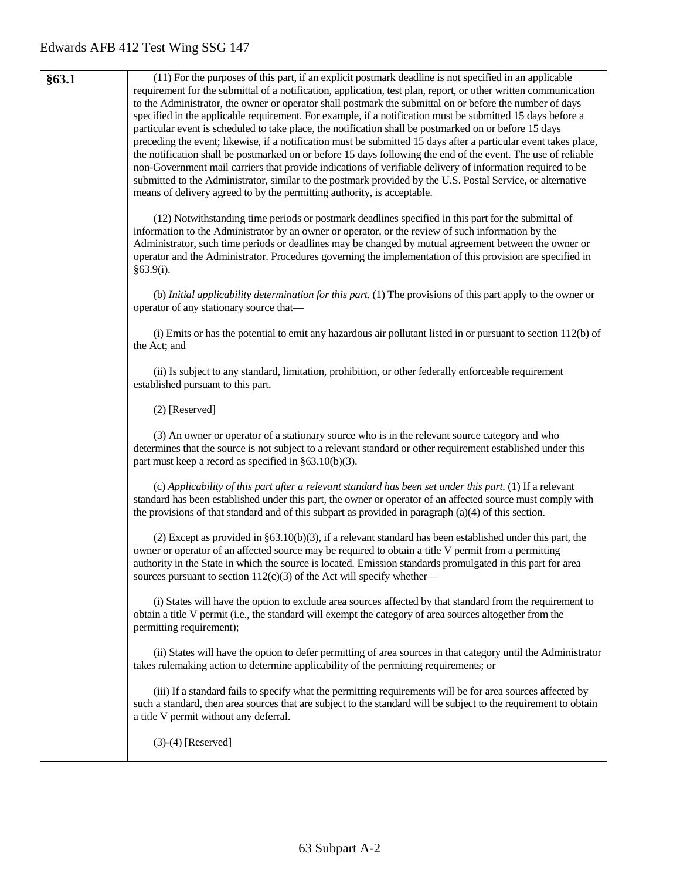| §63.1 | (11) For the purposes of this part, if an explicit postmark deadline is not specified in an applicable requirement for the submittal of a notification, application, test plan, report, or other written communication to the Administrator, the owner or operator shall postmark the submittal on or before the number of days specified in the applicable requirement. For example, if a notification must be submitted 15 days before a particular event is scheduled to take place, the notification shall be postmarked on or before 15 days preceding the event; likewise, if a notification must be submitted 15 days after a particular event takes place, the notification shall be postmarked on or before 15 days following the end of the event. The use of reliable non-Government mail carriers that provide indications of verifiable delivery of information required to be submitted to the Administrator, similar to the postmark provided by the U.S. Postal Service, or alternative means of delivery agreed to by the permitting authority, is acceptable.<br><br>(12) Notwithstanding time periods or postmark deadlines specified in this part for the submittal of information to the Administrator by an owner or operator, or the review of such information by the Administrator, such time periods or deadlines may be changed by mutual agreement between the owner or operator and the Administrator. Procedures governing the implementation of this provision are specified in §63.9(i).<br><br>(b) *Initial applicability determination for this part.* (1) The provisions of this part apply to the owner or operator of any stationary source that—<br><br>(i) Emits or has the potential to emit any hazardous air pollutant listed in or pursuant to section 112(b) of the Act; and<br><br>(ii) Is subject to any standard, limitation, prohibition, or other federally enforceable requirement established pursuant to this part.<br><br>(2) [Reserved]<br><br>(3) An owner or operator of a stationary source who is in the relevant source category and who determines that the source is not subject to a relevant standard or other requirement established under this part must keep a record as specified in §63.10(b)(3).<br><br>(c) *Applicability of this part after a relevant standard has been set under this part.* (1) If a relevant standard has been established under this part, the owner or operator of an affected source must comply with the provisions of that standard and of this subpart as provided in paragraph (a)(4) of this section.<br><br>(2) Except as provided in §63.10(b)(3), if a relevant standard has been established under this part, the owner or operator of an affected source may be required to obtain a title V permit from a permitting authority in the State in which the source is located. Emission standards promulgated in this part for area sources pursuant to section 112(c)(3) of the Act will specify whether—<br><br>(i) States will have the option to exclude area sources affected by that standard from the requirement to obtain a title V permit (i.e., the standard will exempt the category of area sources altogether from the permitting requirement);<br><br>(ii) States will have the option to defer permitting of area sources in that category until the Administrator takes rulemaking action to determine applicability of the permitting requirements; or<br><br>(iii) If a standard fails to specify what the permitting requirements will be for area sources affected by such a standard, then area sources that are subject to the standard will be subject to the requirement to obtain a title V permit without any deferral.<br><br>(3)-(4) [Reserved] |
|---|---|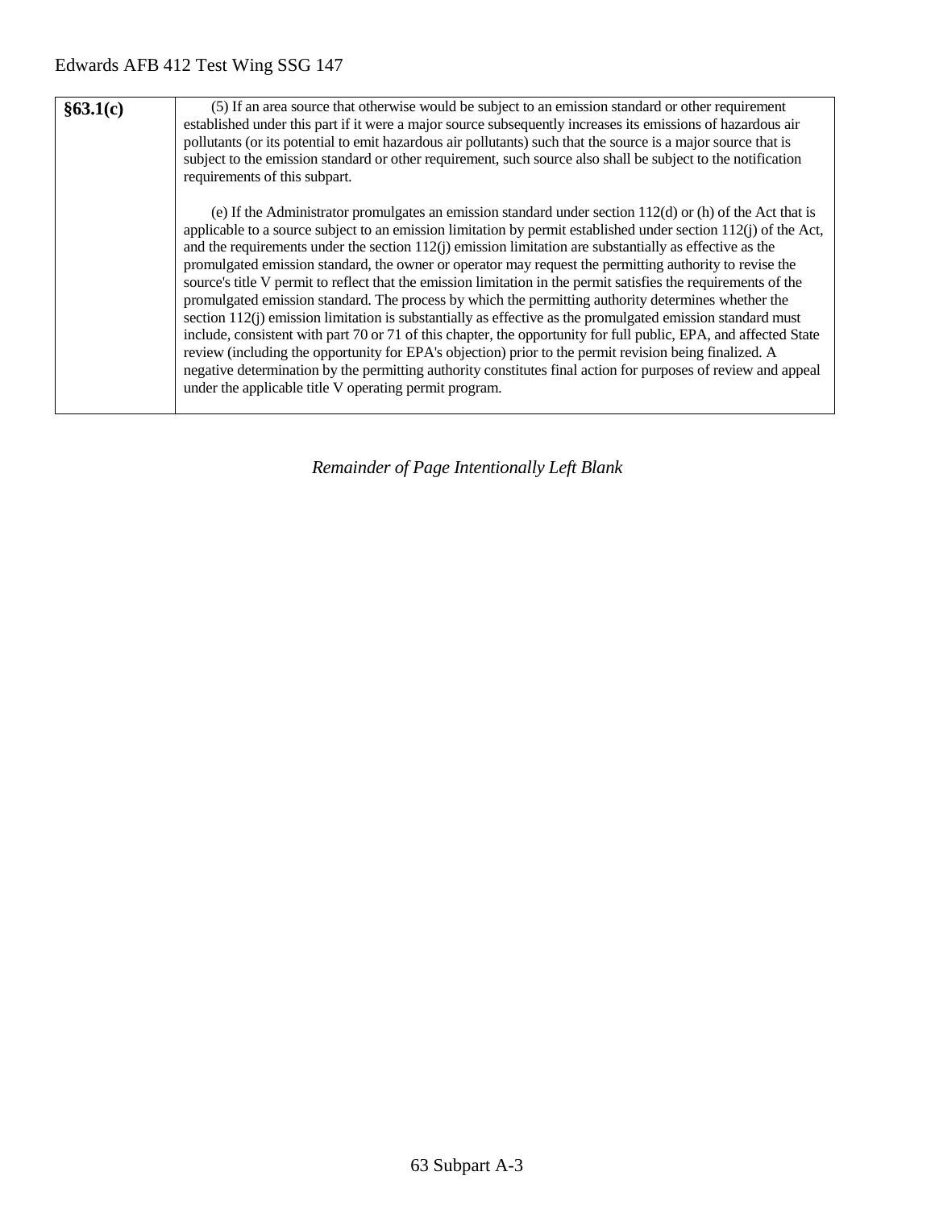| §63.1(c) | (5) If an area source that otherwise would be subject to an emission standard or other requirement established under this part if it were a major source subsequently increases its emissions of hazardous air pollutants (or its potential to emit hazardous air pollutants) such that the source is a major source that is subject to the emission standard or other requirement, such source also shall be subject to the notification requirements of this subpart.<br><br>(e) If the Administrator promulgates an emission standard under section 112(d) or (h) of the Act that is applicable to a source subject to an emission limitation by permit established under section 112(j) of the Act, and the requirements under the section 112(j) emission limitation are substantially as effective as the promulgated emission standard, the owner or operator may request the permitting authority to revise the source's title V permit to reflect that the emission limitation in the permit satisfies the requirements of the promulgated emission standard. The process by which the permitting authority determines whether the section 112(j) emission limitation is substantially as effective as the promulgated emission standard must include, consistent with part 70 or 71 of this chapter, the opportunity for full public, EPA, and affected State review (including the opportunity for EPA's objection) prior to the permit revision being finalized. A negative determination by the permitting authority constitutes final action for purposes of review and appeal under the applicable title V operating permit program. |
|---|---|

*Remainder of Page Intentionally Left Blank*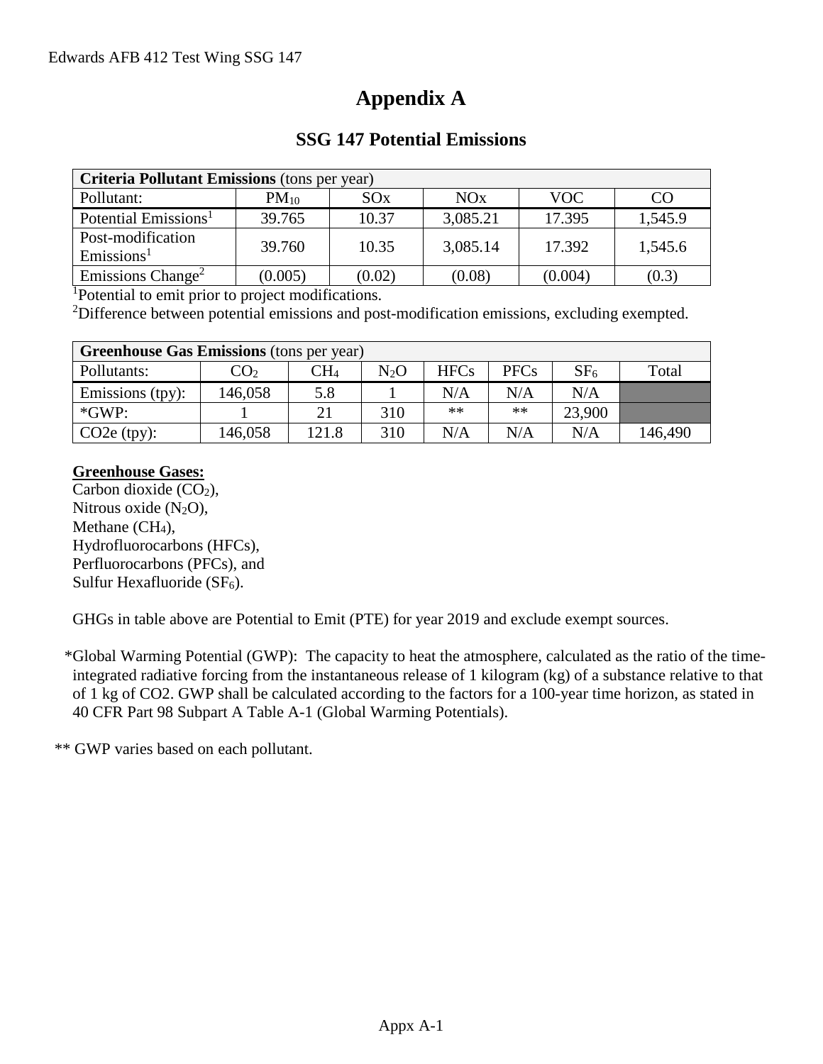# Appendix A

## SSG 147 Potential Emissions

| **Criteria Pollutant Emissions** (tons per year) | | | | | |
|---|---|---|---|---|---|
| Pollutant: | $PM_{10}$ | SOx | NOx | VOC | CO |
| Potential Emissions[1] | 39.765 | 10.37 | 3,085.21 | 17.395 | 1,545.9 |
| Post-modification Emissions[1] | 39.760 | 10.35 | 3,085.14 | 17.392 | 1,545.6 |
| Emissions Change[2] | (0.005) | (0.02) | (0.08) | (0.004) | (0.3) |

[1]Potential to emit prior to project modifications.

[2]Difference between potential emissions and post-modification emissions, excluding exempted.

| **Greenhouse Gas Emissions** (tons per year) | | | | | | | |
|---|---|---|---|---|---|---|---|
| Pollutants: | $CO_2$ | $CH_4$ | $N_2O$ | HFCs | PFCs | $SF_6$ | Total |
| Emissions (tpy): | 146,058 | 5.8 | 1 | N/A | N/A | N/A | |
| *GWP: | 1 | 21 | 310 | ** | ** | 23,900 | |
| CO2e (tpy): | 146,058 | 121.8 | 310 | N/A | N/A | N/A | 146,490 |

**Greenhouse Gases:**

Carbon dioxide ($CO_2$),
Nitrous oxide ($N_2O$),
Methane ($CH_4$),
Hydrofluorocarbons (HFCs),
Perfluorocarbons (PFCs), and
Sulfur Hexafluoride ($SF_6$).

GHGs in table above are Potential to Emit (PTE) for year 2019 and exclude exempt sources.

*Global Warming Potential (GWP): The capacity to heat the atmosphere, calculated as the ratio of the time-integrated radiative forcing from the instantaneous release of 1 kilogram (kg) of a substance relative to that of 1 kg of CO2. GWP shall be calculated according to the factors for a 100-year time horizon, as stated in 40 CFR Part 98 Subpart A Table A-1 (Global Warming Potentials).

** GWP varies based on each pollutant.